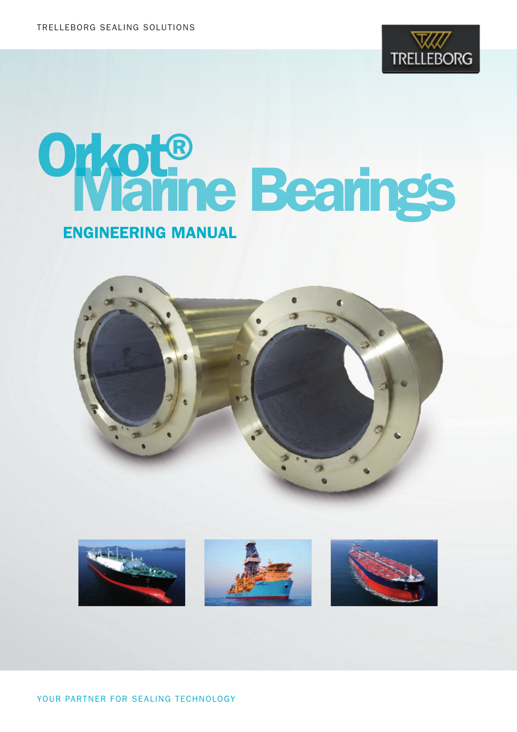TRELLEBORG SEALING SOLUTIONS

# Orkot® Marine Bearings

## ENGINEERING MANUAL

YOUR PARTNER FOR SEALING TECHNOLOGY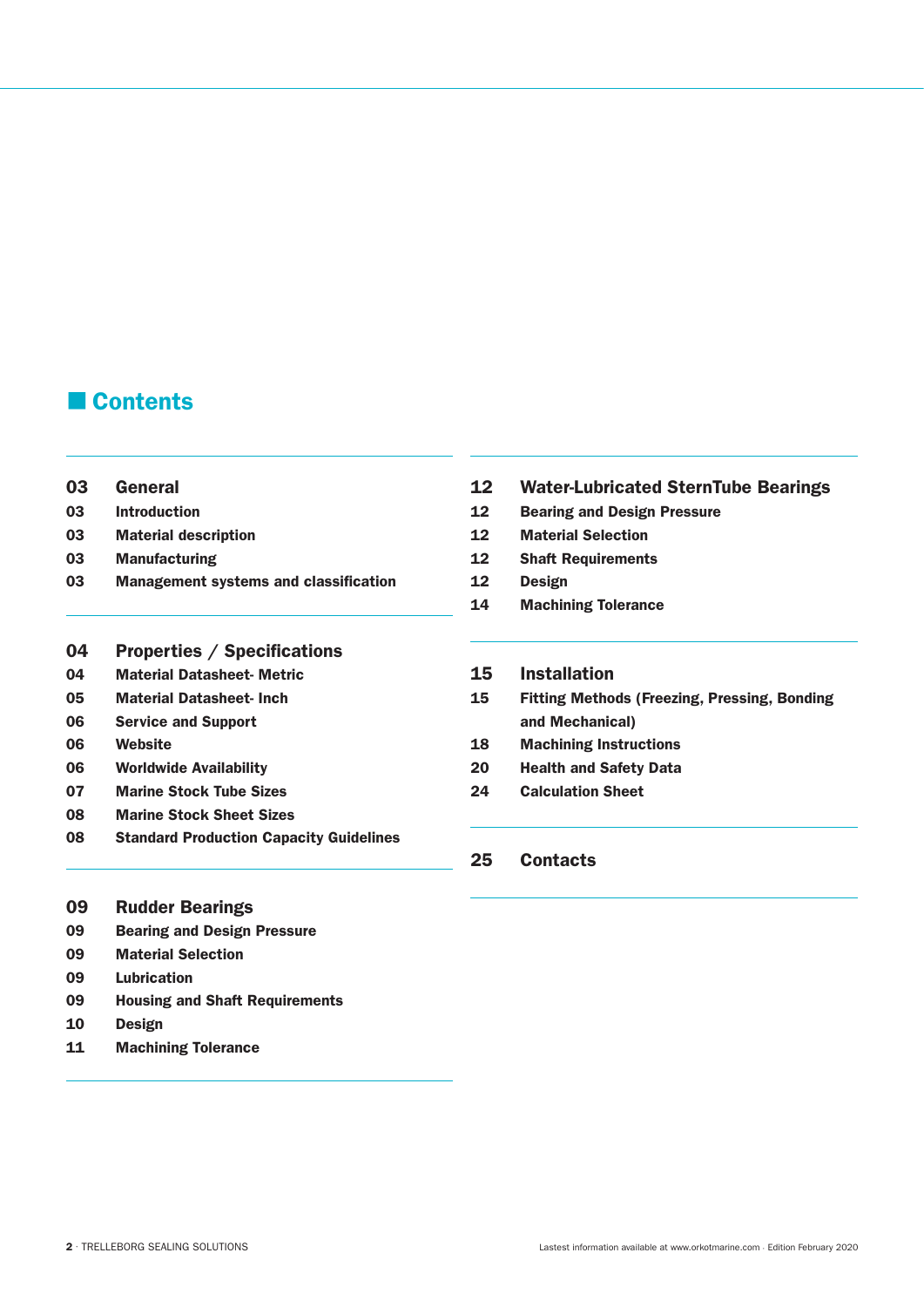# Contents

**03 General**
- 03 Introduction
- 03 Material description
- 03 Manufacturing
- 03 Management systems and classification

**04 Properties / Specifications**
- 04 Material Datasheet- Metric
- 05 Material Datasheet- Inch
- 06 Service and Support
- 06 Website
- 06 Worldwide Availability
- 07 Marine Stock Tube Sizes
- 08 Marine Stock Sheet Sizes
- 08 Standard Production Capacity Guidelines

**09 Rudder Bearings**
- 09 Bearing and Design Pressure
- 09 Material Selection
- 09 Lubrication
- 09 Housing and Shaft Requirements
- 10 Design
- 11 Machining Tolerance

**12 Water-Lubricated SternTube Bearings**
- 12 Bearing and Design Pressure
- 12 Material Selection
- 12 Shaft Requirements
- 12 Design
- 14 Machining Tolerance

**15 Installation**
- 15 Fitting Methods (Freezing, Pressing, Bonding and Mechanical)
- 18 Machining Instructions
- 20 Health and Safety Data
- 24 Calculation Sheet

**25 Contacts**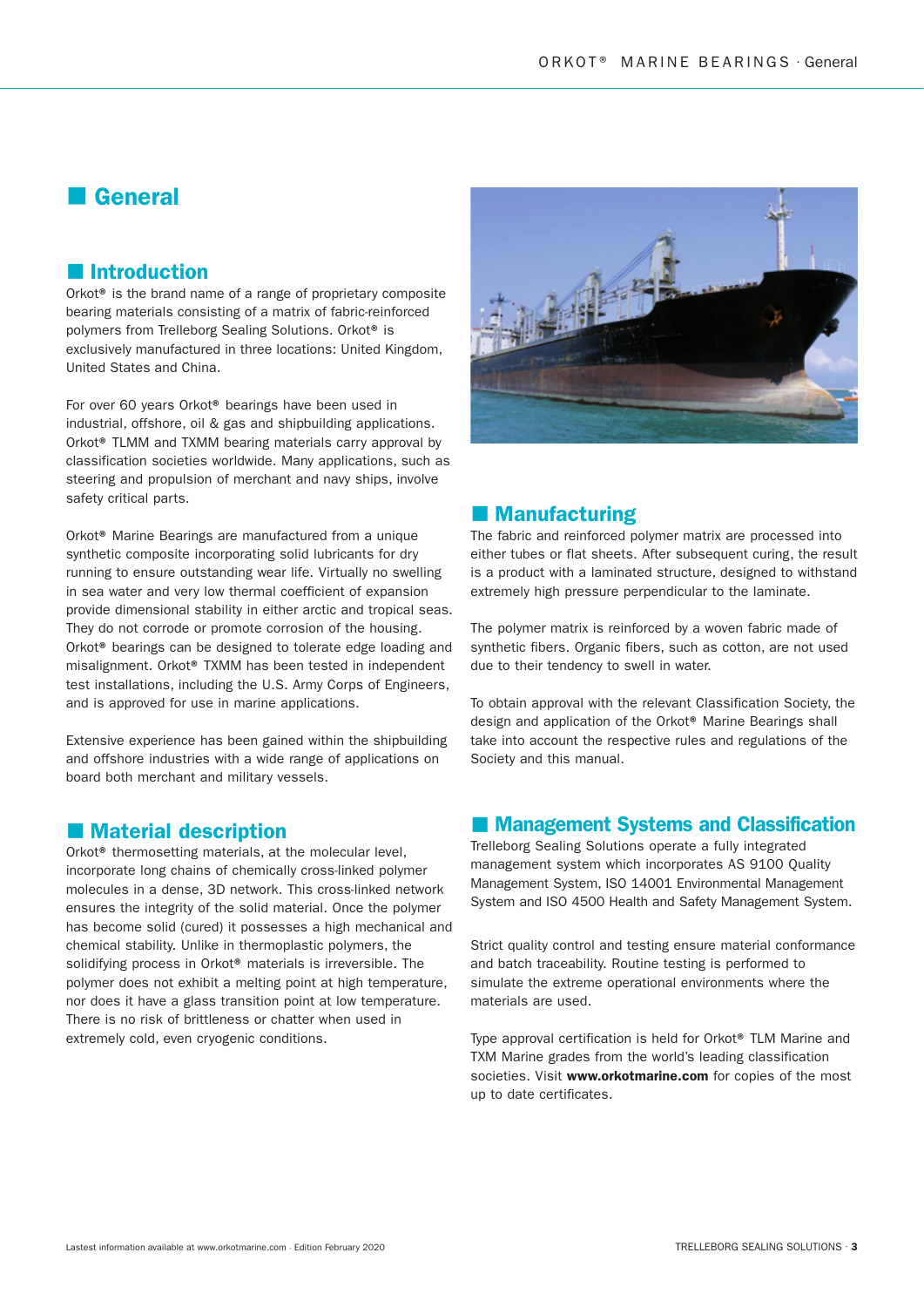# General

## Introduction

Orkot® is the brand name of a range of proprietary composite bearing materials consisting of a matrix of fabric-reinforced polymers from Trelleborg Sealing Solutions. Orkot® is exclusively manufactured in three locations: United Kingdom, United States and China.

For over 60 years Orkot® bearings have been used in industrial, offshore, oil & gas and shipbuilding applications. Orkot® TLMM and TXMM bearing materials carry approval by classification societies worldwide. Many applications, such as steering and propulsion of merchant and navy ships, involve safety critical parts.

Orkot® Marine Bearings are manufactured from a unique synthetic composite incorporating solid lubricants for dry running to ensure outstanding wear life. Virtually no swelling in sea water and very low thermal coefficient of expansion provide dimensional stability in either arctic and tropical seas. They do not corrode or promote corrosion of the housing. Orkot® bearings can be designed to tolerate edge loading and misalignment. Orkot® TXMM has been tested in independent test installations, including the U.S. Army Corps of Engineers, and is approved for use in marine applications.

Extensive experience has been gained within the shipbuilding and offshore industries with a wide range of applications on board both merchant and military vessels.

## Material description

Orkot® thermosetting materials, at the molecular level, incorporate long chains of chemically cross-linked polymer molecules in a dense, 3D network. This cross-linked network ensures the integrity of the solid material. Once the polymer has become solid (cured) it possesses a high mechanical and chemical stability. Unlike in thermoplastic polymers, the solidifying process in Orkot® materials is irreversible. The polymer does not exhibit a melting point at high temperature, nor does it have a glass transition point at low temperature. There is no risk of brittleness or chatter when used in extremely cold, even cryogenic conditions.

## Manufacturing

The fabric and reinforced polymer matrix are processed into either tubes or flat sheets. After subsequent curing, the result is a product with a laminated structure, designed to withstand extremely high pressure perpendicular to the laminate.

The polymer matrix is reinforced by a woven fabric made of synthetic fibers. Organic fibers, such as cotton, are not used due to their tendency to swell in water.

To obtain approval with the relevant Classification Society, the design and application of the Orkot® Marine Bearings shall take into account the respective rules and regulations of the Society and this manual.

## Management Systems and Classification

Trelleborg Sealing Solutions operate a fully integrated management system which incorporates AS 9100 Quality Management System, ISO 14001 Environmental Management System and ISO 4500 Health and Safety Management System.

Strict quality control and testing ensure material conformance and batch traceability. Routine testing is performed to simulate the extreme operational environments where the materials are used.

Type approval certification is held for Orkot® TLM Marine and TXM Marine grades from the world's leading classification societies. Visit **www.orkotmarine.com** for copies of the most up to date certificates.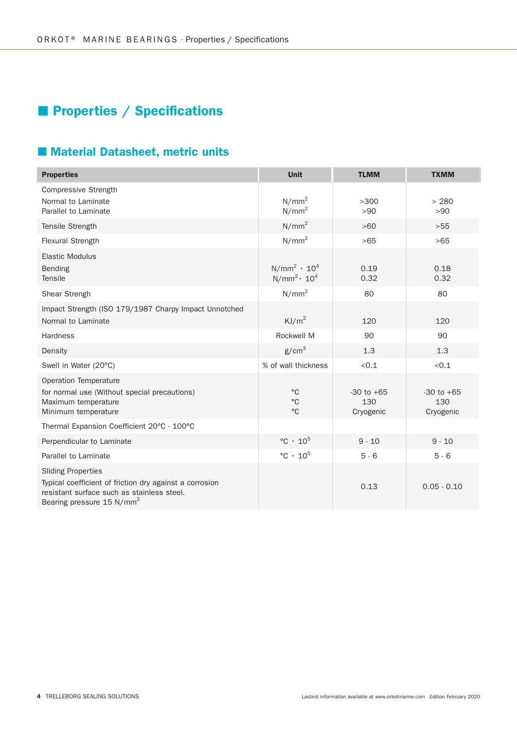# Properties / Specifications

## Material Datasheet, metric units

| Properties | Unit | TLMM | TXMM |
|---|---|---|---|
| Compressive Strength | | | |
| Normal to Laminate | $N/mm^2$ | >300 | > 280 |
| Parallel to Laminate | $N/mm^2$ | >90 | >90 |
| Tensile Strength | $N/mm^2$ | >60 | >55 |
| Flexural Strength | $N/mm^2$ | >65 | >65 |
| Elastic Modulus | | | |
| Bending | $N/mm^2 \cdot 10^4$ | 0.19 | 0.18 |
| Tensile | $N/mm^2 \cdot 10^4$ | 0.32 | 0.32 |
| Shear Strengh | $N/mm^2$ | 80 | 80 |
| Impact Strength (ISO 179/1987 Charpy Impact Unnotched | | | |
| Normal to Laminate | $KJ/m^2$ | 120 | 120 |
| Hardness | Rockwell M | 90 | 90 |
| Density | $g/cm^3$ | 1.3 | 1.3 |
| Swell in Water (20°C) | % of wall thickness | <0.1 | <0.1 |
| Operation Temperature | | | |
| for normal use (Without special precautions) | °C | -30 to +65 | -30 to +65 |
| Maximum temperature | °C | 130 | 130 |
| Minimum temperature | °C | Cryogenic | Cryogenic |
| Thermal Expansion Coefficient 20°C - 100°C | | | |
| Perpendicular to Laminate | $°C \cdot 10^5$ | 9 - 10 | 9 - 10 |
| Parallel to Laminate | $°C \cdot 10^5$ | 5 - 6 | 5 - 6 |
| Sliding Properties<br>Typical coefficient of friction dry against a corrosion resistant surface such as stainless steel.<br>Bearing pressure 15 $N/mm^2$ | | 0.13 | 0.05 - 0.10 |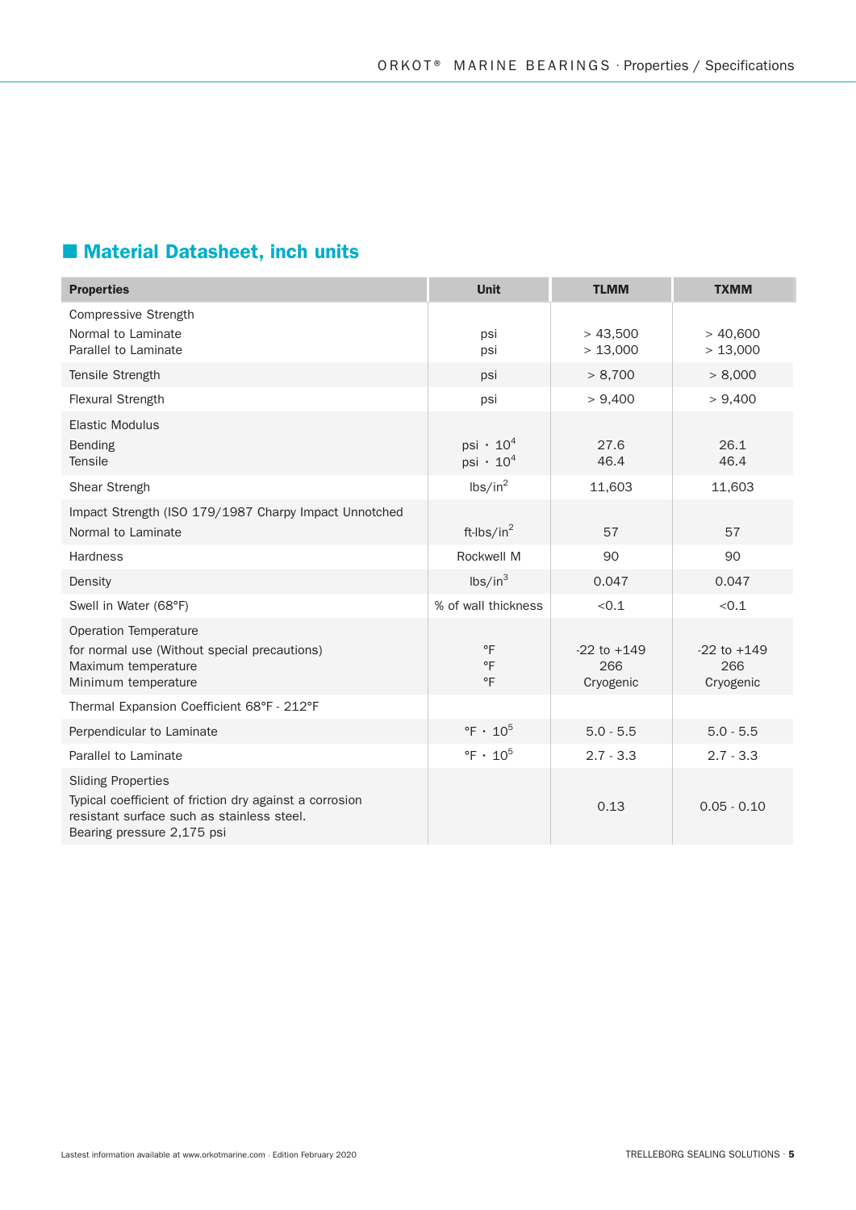## Material Datasheet, inch units

| Properties | Unit | TLMM | TXMM |
|---|---|---|---|
| Compressive Strength | | | |
| Normal to Laminate | psi | > 43,500 | > 40,600 |
| Parallel to Laminate | psi | > 13,000 | > 13,000 |
| Tensile Strength | psi | > 8,700 | > 8,000 |
| Flexural Strength | psi | > 9,400 | > 9,400 |
| Elastic Modulus | | | |
| Bending | psi · $10^4$ | 27.6 | 26.1 |
| Tensile | psi · $10^4$ | 46.4 | 46.4 |
| Shear Strengh | lbs/in$^2$ | 11,603 | 11,603 |
| Impact Strength (ISO 179/1987 Charpy Impact Unnotched | | | |
| Normal to Laminate | ft-lbs/in$^2$ | 57 | 57 |
| Hardness | Rockwell M | 90 | 90 |
| Density | lbs/in$^3$ | 0.047 | 0.047 |
| Swell in Water (68°F) | % of wall thickness | <0.1 | <0.1 |
| Operation Temperature | | | |
| for normal use (Without special precautions) | °F | -22 to +149 | -22 to +149 |
| Maximum temperature | °F | 266 | 266 |
| Minimum temperature | °F | Cryogenic | Cryogenic |
| Thermal Expansion Coefficient 68°F - 212°F | | | |
| Perpendicular to Laminate | °F · $10^5$ | 5.0 - 5.5 | 5.0 - 5.5 |
| Parallel to Laminate | °F · $10^5$ | 2.7 - 3.3 | 2.7 - 3.3 |
| Sliding Properties<br>Typical coefficient of friction dry against a corrosion resistant surface such as stainless steel.<br>Bearing pressure 2,175 psi | | 0.13 | 0.05 - 0.10 |

Lastest information available at www.orkotmarine.com · Edition February 2020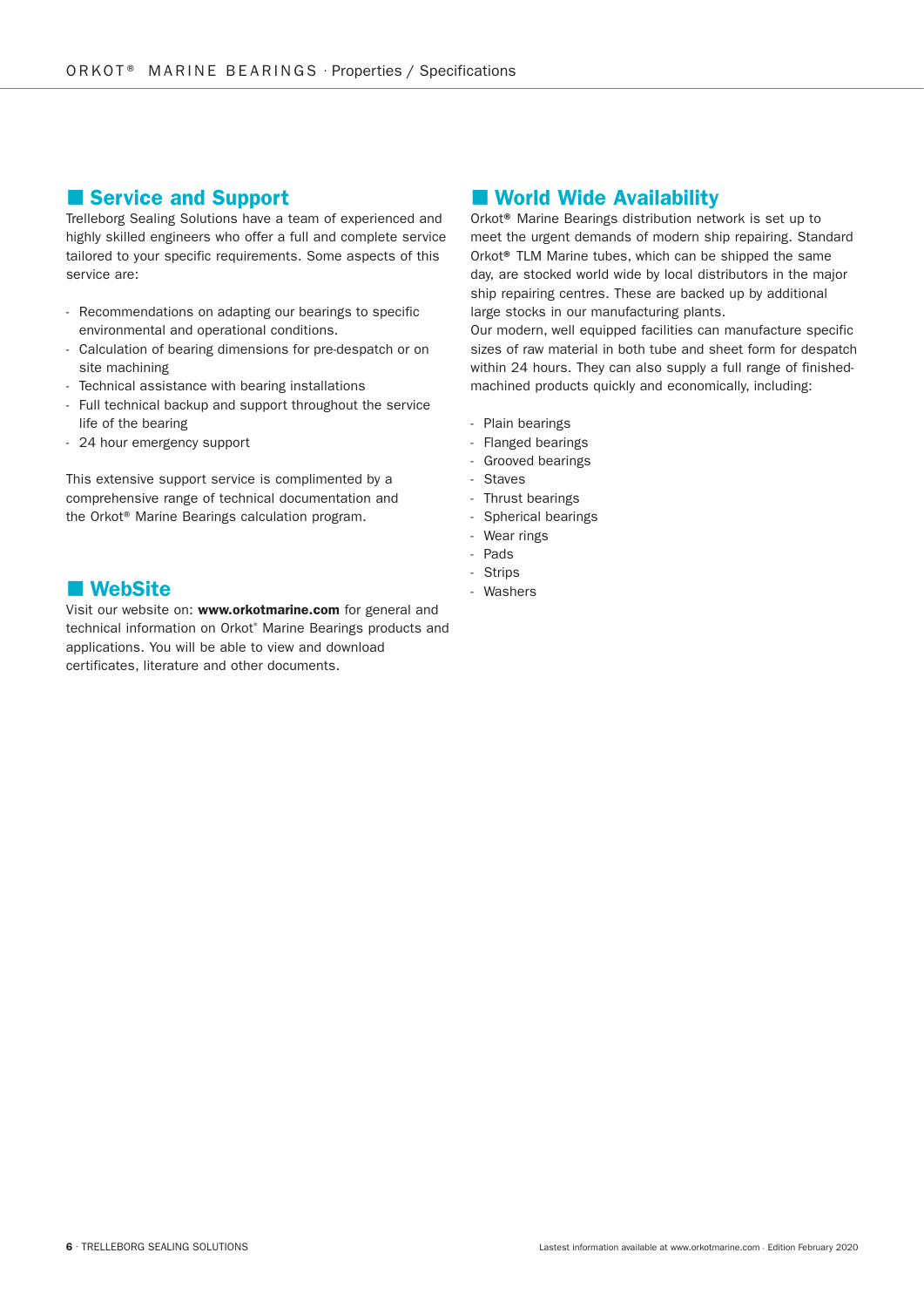## Service and Support

Trelleborg Sealing Solutions have a team of experienced and highly skilled engineers who offer a full and complete service tailored to your specific requirements. Some aspects of this service are:

- Recommendations on adapting our bearings to specific environmental and operational conditions.
- Calculation of bearing dimensions for pre-despatch or on site machining
- Technical assistance with bearing installations
- Full technical backup and support throughout the service life of the bearing
- 24 hour emergency support

This extensive support service is complimented by a comprehensive range of technical documentation and the Orkot® Marine Bearings calculation program.

## WebSite

Visit our website on: **www.orkotmarine.com** for general and technical information on Orkot® Marine Bearings products and applications. You will be able to view and download certificates, literature and other documents.

## World Wide Availability

Orkot® Marine Bearings distribution network is set up to meet the urgent demands of modern ship repairing. Standard Orkot® TLM Marine tubes, which can be shipped the same day, are stocked world wide by local distributors in the major ship repairing centres. These are backed up by additional large stocks in our manufacturing plants.
Our modern, well equipped facilities can manufacture specific sizes of raw material in both tube and sheet form for despatch within 24 hours. They can also supply a full range of finished-machined products quickly and economically, including:

- Plain bearings
- Flanged bearings
- Grooved bearings
- Staves
- Thrust bearings
- Spherical bearings
- Wear rings
- Pads
- Strips
- Washers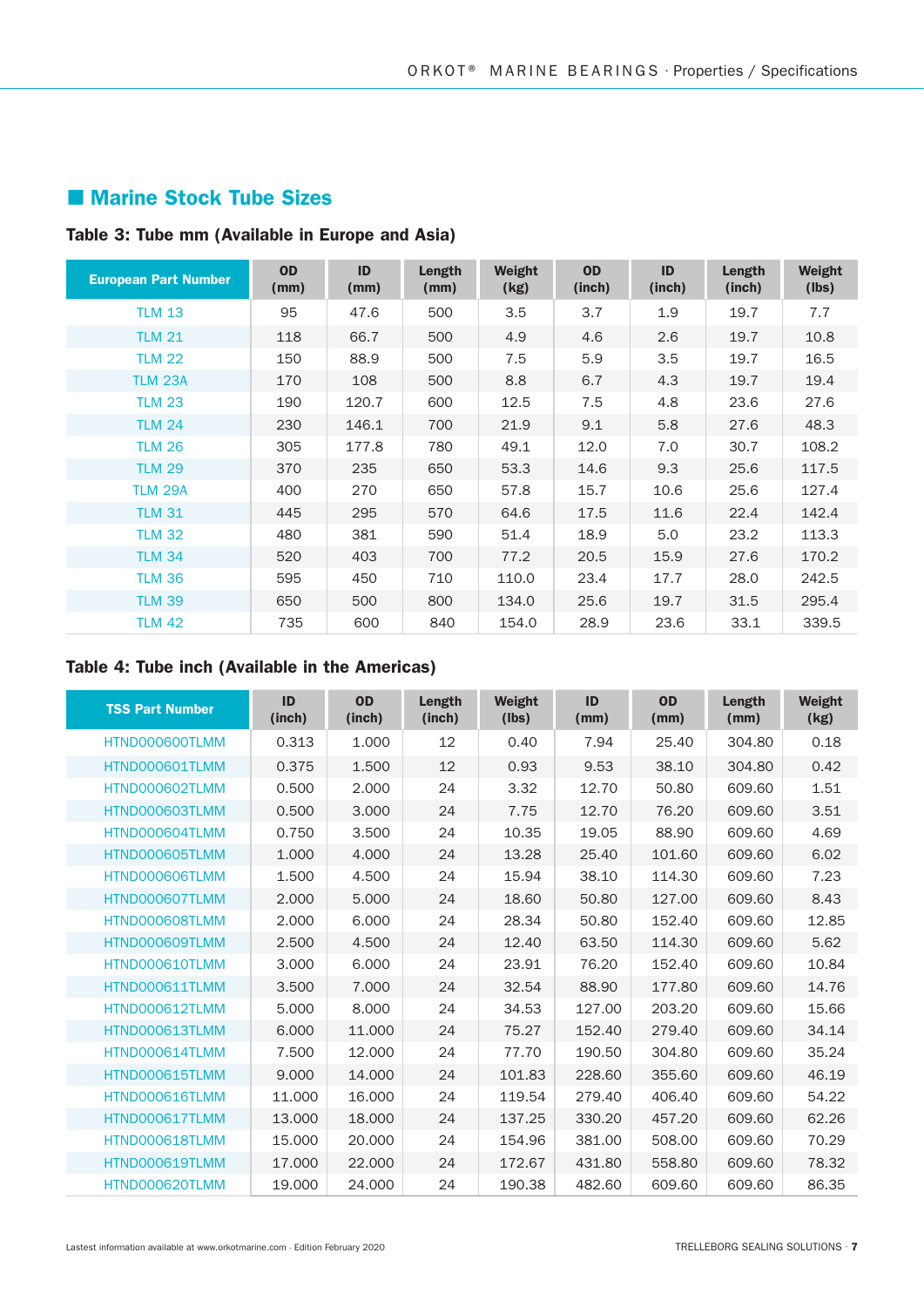## Marine Stock Tube Sizes

### Table 3: Tube mm (Available in Europe and Asia)

| European Part Number | OD (mm) | ID (mm) | Length (mm) | Weight (kg) | OD (inch) | ID (inch) | Length (inch) | Weight (lbs) |
|---|---|---|---|---|---|---|---|---|
| TLM 13 | 95 | 47.6 | 500 | 3.5 | 3.7 | 1.9 | 19.7 | 7.7 |
| TLM 21 | 118 | 66.7 | 500 | 4.9 | 4.6 | 2.6 | 19.7 | 10.8 |
| TLM 22 | 150 | 88.9 | 500 | 7.5 | 5.9 | 3.5 | 19.7 | 16.5 |
| TLM 23A | 170 | 108 | 500 | 8.8 | 6.7 | 4.3 | 19.7 | 19.4 |
| TLM 23 | 190 | 120.7 | 600 | 12.5 | 7.5 | 4.8 | 23.6 | 27.6 |
| TLM 24 | 230 | 146.1 | 700 | 21.9 | 9.1 | 5.8 | 27.6 | 48.3 |
| TLM 26 | 305 | 177.8 | 780 | 49.1 | 12.0 | 7.0 | 30.7 | 108.2 |
| TLM 29 | 370 | 235 | 650 | 53.3 | 14.6 | 9.3 | 25.6 | 117.5 |
| TLM 29A | 400 | 270 | 650 | 57.8 | 15.7 | 10.6 | 25.6 | 127.4 |
| TLM 31 | 445 | 295 | 570 | 64.6 | 17.5 | 11.6 | 22.4 | 142.4 |
| TLM 32 | 480 | 381 | 590 | 51.4 | 18.9 | 5.0 | 23.2 | 113.3 |
| TLM 34 | 520 | 403 | 700 | 77.2 | 20.5 | 15.9 | 27.6 | 170.2 |
| TLM 36 | 595 | 450 | 710 | 110.0 | 23.4 | 17.7 | 28.0 | 242.5 |
| TLM 39 | 650 | 500 | 800 | 134.0 | 25.6 | 19.7 | 31.5 | 295.4 |
| TLM 42 | 735 | 600 | 840 | 154.0 | 28.9 | 23.6 | 33.1 | 339.5 |

### Table 4: Tube inch (Available in the Americas)

| TSS Part Number | ID (inch) | OD (inch) | Length (inch) | Weight (lbs) | ID (mm) | OD (mm) | Length (mm) | Weight (kg) |
|---|---|---|---|---|---|---|---|---|
| HTND000600TLMM | 0.313 | 1.000 | 12 | 0.40 | 7.94 | 25.40 | 304.80 | 0.18 |
| HTND000601TLMM | 0.375 | 1.500 | 12 | 0.93 | 9.53 | 38.10 | 304.80 | 0.42 |
| HTND000602TLMM | 0.500 | 2.000 | 24 | 3.32 | 12.70 | 50.80 | 609.60 | 1.51 |
| HTND000603TLMM | 0.500 | 3.000 | 24 | 7.75 | 12.70 | 76.20 | 609.60 | 3.51 |
| HTND000604TLMM | 0.750 | 3.500 | 24 | 10.35 | 19.05 | 88.90 | 609.60 | 4.69 |
| HTND000605TLMM | 1.000 | 4.000 | 24 | 13.28 | 25.40 | 101.60 | 609.60 | 6.02 |
| HTND000606TLMM | 1.500 | 4.500 | 24 | 15.94 | 38.10 | 114.30 | 609.60 | 7.23 |
| HTND000607TLMM | 2.000 | 5.000 | 24 | 18.60 | 50.80 | 127.00 | 609.60 | 8.43 |
| HTND000608TLMM | 2.000 | 6.000 | 24 | 28.34 | 50.80 | 152.40 | 609.60 | 12.85 |
| HTND000609TLMM | 2.500 | 4.500 | 24 | 12.40 | 63.50 | 114.30 | 609.60 | 5.62 |
| HTND000610TLMM | 3.000 | 6.000 | 24 | 23.91 | 76.20 | 152.40 | 609.60 | 10.84 |
| HTND000611TLMM | 3.500 | 7.000 | 24 | 32.54 | 88.90 | 177.80 | 609.60 | 14.76 |
| HTND000612TLMM | 5.000 | 8.000 | 24 | 34.53 | 127.00 | 203.20 | 609.60 | 15.66 |
| HTND000613TLMM | 6.000 | 11.000 | 24 | 75.27 | 152.40 | 279.40 | 609.60 | 34.14 |
| HTND000614TLMM | 7.500 | 12.000 | 24 | 77.70 | 190.50 | 304.80 | 609.60 | 35.24 |
| HTND000615TLMM | 9.000 | 14.000 | 24 | 101.83 | 228.60 | 355.60 | 609.60 | 46.19 |
| HTND000616TLMM | 11.000 | 16.000 | 24 | 119.54 | 279.40 | 406.40 | 609.60 | 54.22 |
| HTND000617TLMM | 13.000 | 18.000 | 24 | 137.25 | 330.20 | 457.20 | 609.60 | 62.26 |
| HTND000618TLMM | 15.000 | 20.000 | 24 | 154.96 | 381.00 | 508.00 | 609.60 | 70.29 |
| HTND000619TLMM | 17.000 | 22.000 | 24 | 172.67 | 431.80 | 558.80 | 609.60 | 78.32 |
| HTND000620TLMM | 19.000 | 24.000 | 24 | 190.38 | 482.60 | 609.60 | 609.60 | 86.35 |

Lastest information available at www.orkotmarine.com · Edition February 2020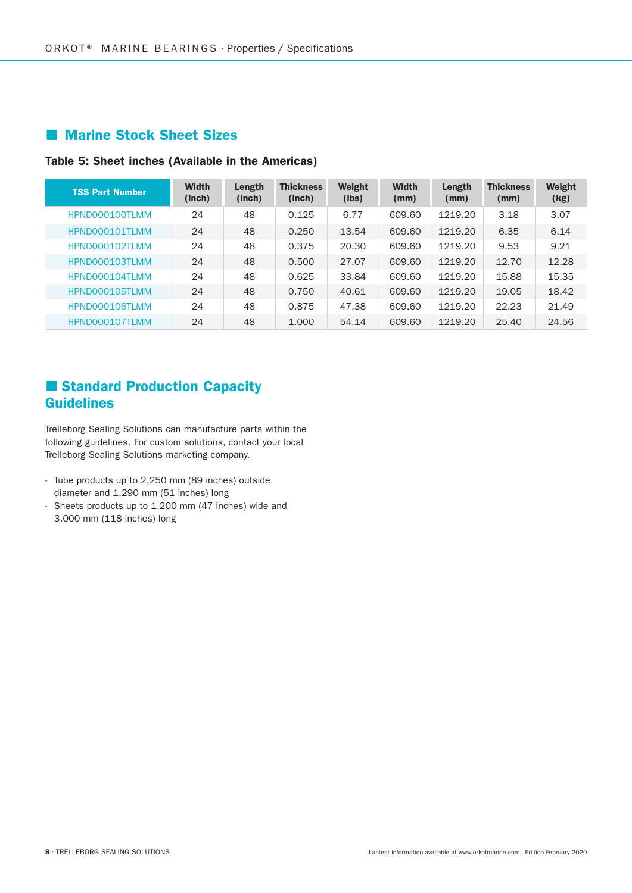## Marine Stock Sheet Sizes

### Table 5: Sheet inches (Available in the Americas)

| TSS Part Number | Width (inch) | Length (inch) | Thickness (inch) | Weight (lbs) | Width (mm) | Length (mm) | Thickness (mm) | Weight (kg) |
|---|---|---|---|---|---|---|---|---|
| HPND000100TLMM | 24 | 48 | 0.125 | 6.77 | 609.60 | 1219.20 | 3.18 | 3.07 |
| HPND000101TLMM | 24 | 48 | 0.250 | 13.54 | 609.60 | 1219.20 | 6.35 | 6.14 |
| HPND000102TLMM | 24 | 48 | 0.375 | 20.30 | 609.60 | 1219.20 | 9.53 | 9.21 |
| HPND000103TLMM | 24 | 48 | 0.500 | 27.07 | 609.60 | 1219.20 | 12.70 | 12.28 |
| HPND000104TLMM | 24 | 48 | 0.625 | 33.84 | 609.60 | 1219.20 | 15.88 | 15.35 |
| HPND000105TLMM | 24 | 48 | 0.750 | 40.61 | 609.60 | 1219.20 | 19.05 | 18.42 |
| HPND000106TLMM | 24 | 48 | 0.875 | 47.38 | 609.60 | 1219.20 | 22.23 | 21.49 |
| HPND000107TLMM | 24 | 48 | 1.000 | 54.14 | 609.60 | 1219.20 | 25.40 | 24.56 |

## Standard Production Capacity Guidelines

Trelleborg Sealing Solutions can manufacture parts within the following guidelines. For custom solutions, contact your local Trelleborg Sealing Solutions marketing company.

- Tube products up to 2,250 mm (89 inches) outside diameter and 1,290 mm (51 inches) long
- Sheets products up to 1,200 mm (47 inches) wide and 3,000 mm (118 inches) long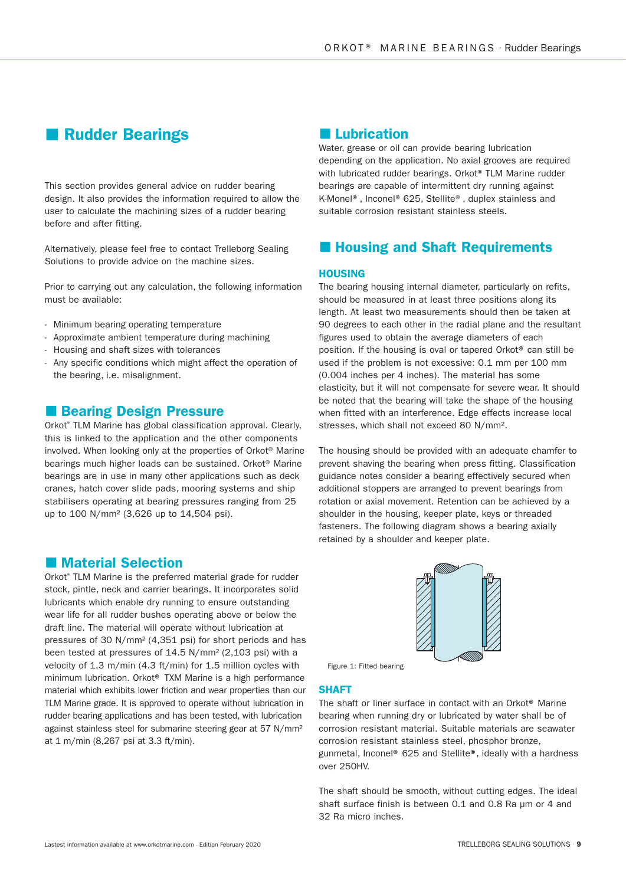## Rudder Bearings

This section provides general advice on rudder bearing design. It also provides the information required to allow the user to calculate the machining sizes of a rudder bearing before and after fitting.

Alternatively, please feel free to contact Trelleborg Sealing Solutions to provide advice on the machine sizes.

Prior to carrying out any calculation, the following information must be available:

- Minimum bearing operating temperature
- Approximate ambient temperature during machining
- Housing and shaft sizes with tolerances
- Any specific conditions which might affect the operation of the bearing, i.e. misalignment.

## Bearing Design Pressure

Orkot® TLM Marine has global classification approval. Clearly, this is linked to the application and the other components involved. When looking only at the properties of Orkot® Marine bearings much higher loads can be sustained. Orkot® Marine bearings are in use in many other applications such as deck cranes, hatch cover slide pads, mooring systems and ship stabilisers operating at bearing pressures ranging from 25 up to 100 N/mm² (3,626 up to 14,504 psi).

## Material Selection

Orkot® TLM Marine is the preferred material grade for rudder stock, pintle, neck and carrier bearings. It incorporates solid lubricants which enable dry running to ensure outstanding wear life for all rudder bushes operating above or below the draft line. The material will operate without lubrication at pressures of 30 N/mm² (4,351 psi) for short periods and has been tested at pressures of 14.5 N/mm² (2,103 psi) with a velocity of 1.3 m/min (4.3 ft/min) for 1.5 million cycles with minimum lubrication. Orkot® TXM Marine is a high performance material which exhibits lower friction and wear properties than our TLM Marine grade. It is approved to operate without lubrication in rudder bearing applications and has been tested, with lubrication against stainless steel for submarine steering gear at 57 N/mm² at 1 m/min (8,267 psi at 3.3 ft/min).

## Lubrication

Water, grease or oil can provide bearing lubrication depending on the application. No axial grooves are required with lubricated rudder bearings. Orkot® TLM Marine rudder bearings are capable of intermittent dry running against K-Monel®, Inconel® 625, Stellite®, duplex stainless and suitable corrosion resistant stainless steels.

## Housing and Shaft Requirements

### HOUSING

The bearing housing internal diameter, particularly on refits, should be measured in at least three positions along its length. At least two measurements should then be taken at 90 degrees to each other in the radial plane and the resultant figures used to obtain the average diameters of each position. If the housing is oval or tapered Orkot® can still be used if the problem is not excessive: 0.1 mm per 100 mm (0.004 inches per 4 inches). The material has some elasticity, but it will not compensate for severe wear. It should be noted that the bearing will take the shape of the housing when fitted with an interference. Edge effects increase local stresses, which shall not exceed 80 N/mm².

The housing should be provided with an adequate chamfer to prevent shaving the bearing when press fitting. Classification guidance notes consider a bearing effectively secured when additional stoppers are arranged to prevent bearings from rotation or axial movement. Retention can be achieved by a shoulder in the housing, keeper plate, keys or threaded fasteners. The following diagram shows a bearing axially retained by a shoulder and keeper plate.

Figure 1: Fitted bearing

### SHAFT

The shaft or liner surface in contact with an Orkot® Marine bearing when running dry or lubricated by water shall be of corrosion resistant material. Suitable materials are seawater corrosion resistant stainless steel, phosphor bronze, gunmetal, Inconel® 625 and Stellite®, ideally with a hardness over 250HV.

The shaft should be smooth, without cutting edges. The ideal shaft surface finish is between 0.1 and 0.8 Ra µm or 4 and 32 Ra micro inches.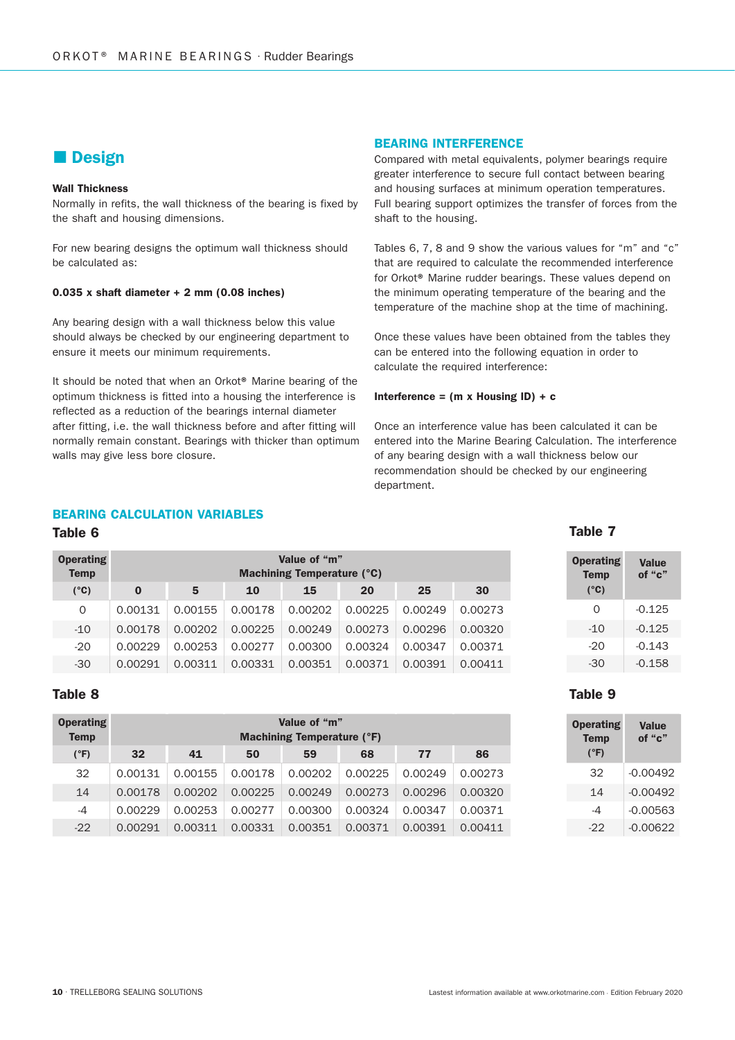## Design

**Wall Thickness**

Normally in refits, the wall thickness of the bearing is fixed by the shaft and housing dimensions.

For new bearing designs the optimum wall thickness should be calculated as:

**0.035 x shaft diameter + 2 mm (0.08 inches)**

Any bearing design with a wall thickness below this value should always be checked by our engineering department to ensure it meets our minimum requirements.

It should be noted that when an Orkot® Marine bearing of the optimum thickness is fitted into a housing the interference is reflected as a reduction of the bearings internal diameter after fitting, i.e. the wall thickness before and after fitting will normally remain constant. Bearings with thicker than optimum walls may give less bore closure.

### BEARING INTERFERENCE

Compared with metal equivalents, polymer bearings require greater interference to secure full contact between bearing and housing surfaces at minimum operation temperatures. Full bearing support optimizes the transfer of forces from the shaft to the housing.

Tables 6, 7, 8 and 9 show the various values for “m” and “c” that are required to calculate the recommended interference for Orkot® Marine rudder bearings. These values depend on the minimum operating temperature of the bearing and the temperature of the machine shop at the time of machining.

Once these values have been obtained from the tables they can be entered into the following equation in order to calculate the required interference:

**Interference = (m x Housing ID) + c**

Once an interference value has been calculated it can be entered into the Marine Bearing Calculation. The interference of any bearing design with a wall thickness below our recommendation should be checked by our engineering department.

### BEARING CALCULATION VARIABLES

**Table 6**

| Operating Temp | Value of “m” Machining Temperature (°C) | | | | | | |
|---|---|---|---|---|---|---|---|
| (°C) | 0 | 5 | 10 | 15 | 20 | 25 | 30 |
| 0 | 0.00131 | 0.00155 | 0.00178 | 0.00202 | 0.00225 | 0.00249 | 0.00273 |
| -10 | 0.00178 | 0.00202 | 0.00225 | 0.00249 | 0.00273 | 0.00296 | 0.00320 |
| -20 | 0.00229 | 0.00253 | 0.00277 | 0.00300 | 0.00324 | 0.00347 | 0.00371 |
| -30 | 0.00291 | 0.00311 | 0.00331 | 0.00351 | 0.00371 | 0.00391 | 0.00411 |

**Table 7**

| Operating Temp (°C) | Value of “c” |
|---|---|
| 0 | -0.125 |
| -10 | -0.125 |
| -20 | -0.143 |
| -30 | -0.158 |

**Table 8**

| Operating Temp | Value of “m” Machining Temperature (°F) | | | | | | |
|---|---|---|---|---|---|---|---|
| (°F) | 32 | 41 | 50 | 59 | 68 | 77 | 86 |
| 32 | 0.00131 | 0.00155 | 0.00178 | 0.00202 | 0.00225 | 0.00249 | 0.00273 |
| 14 | 0.00178 | 0.00202 | 0.00225 | 0.00249 | 0.00273 | 0.00296 | 0.00320 |
| -4 | 0.00229 | 0.00253 | 0.00277 | 0.00300 | 0.00324 | 0.00347 | 0.00371 |
| -22 | 0.00291 | 0.00311 | 0.00331 | 0.00351 | 0.00371 | 0.00391 | 0.00411 |

**Table 9**

| Operating Temp (°F) | Value of “c” |
|---|---|
| 32 | -0.00492 |
| 14 | -0.00492 |
| -4 | -0.00563 |
| -22 | -0.00622 |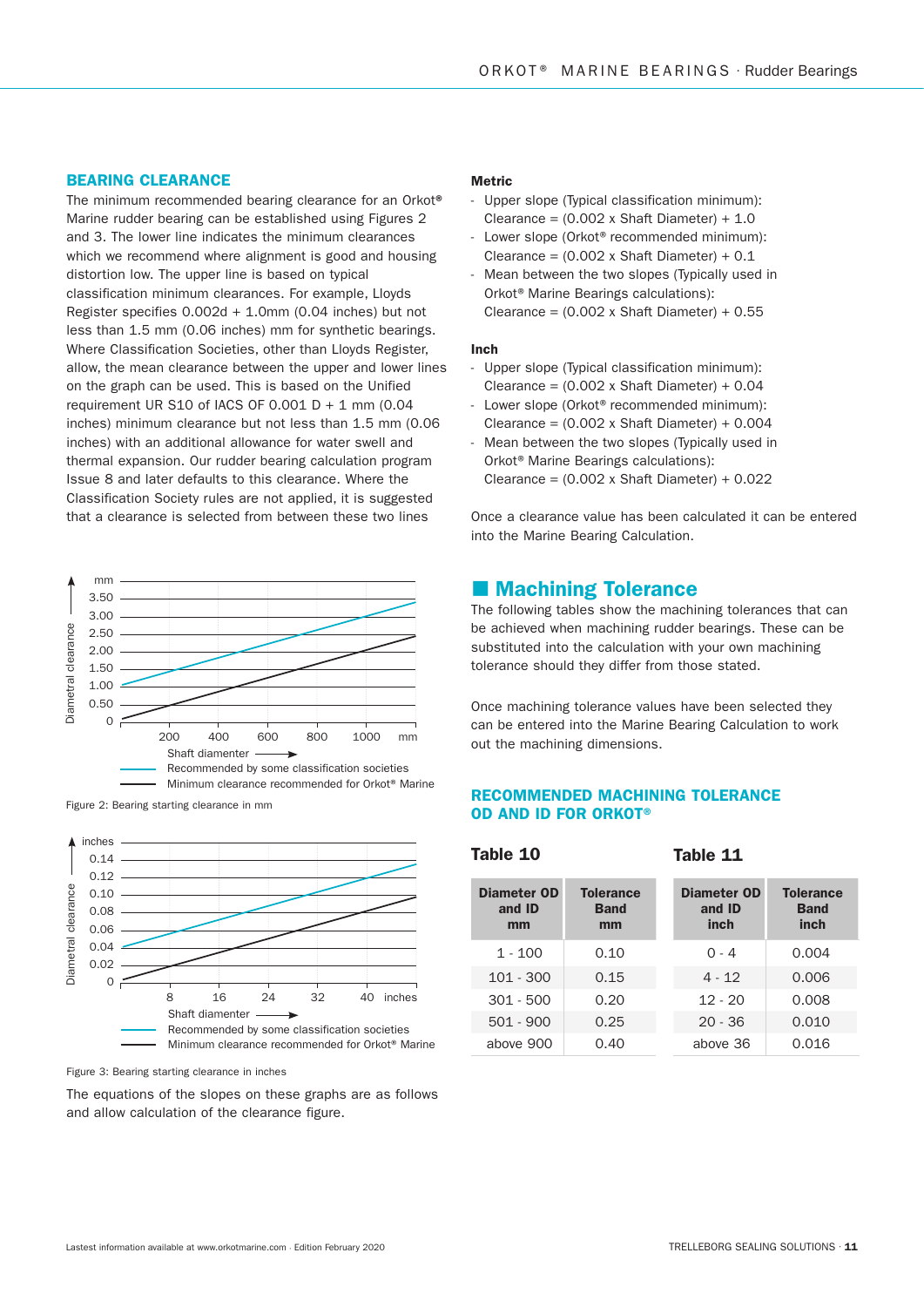## BEARING CLEARANCE

The minimum recommended bearing clearance for an Orkot® Marine rudder bearing can be established using Figures 2 and 3. The lower line indicates the minimum clearances which we recommend where alignment is good and housing distortion low. The upper line is based on typical classification minimum clearances. For example, Lloyds Register specifies 0.002d + 1.0mm (0.04 inches) but not less than 1.5 mm (0.06 inches) mm for synthetic bearings. Where Classification Societies, other than Lloyds Register, allow, the mean clearance between the upper and lower lines on the graph can be used. This is based on the Unified requirement UR S10 of IACS OF 0.001 D + 1 mm (0.04 inches) minimum clearance but not less than 1.5 mm (0.06 inches) with an additional allowance for water swell and thermal expansion. Our rudder bearing calculation program Issue 8 and later defaults to this clearance. Where the Classification Society rules are not applied, it is suggested that a clearance is selected from between these two lines

Figure 2: Bearing starting clearance in mm

Figure 3: Bearing starting clearance in inches

The equations of the slopes on these graphs are as follows and allow calculation of the clearance figure.

**Metric**

- Upper slope (Typical classification minimum):
  Clearance = (0.002 x Shaft Diameter) + 1.0
- Lower slope (Orkot® recommended minimum):
  Clearance = (0.002 x Shaft Diameter) + 0.1
- Mean between the two slopes (Typically used in Orkot® Marine Bearings calculations):
  Clearance = (0.002 x Shaft Diameter) + 0.55

**Inch**

- Upper slope (Typical classification minimum):
  Clearance = (0.002 x Shaft Diameter) + 0.04
- Lower slope (Orkot® recommended minimum):
  Clearance = (0.002 x Shaft Diameter) + 0.004
- Mean between the two slopes (Typically used in Orkot® Marine Bearings calculations):
  Clearance = (0.002 x Shaft Diameter) + 0.022

Once a clearance value has been calculated it can be entered into the Marine Bearing Calculation.

## Machining Tolerance

The following tables show the machining tolerances that can be achieved when machining rudder bearings. These can be substituted into the calculation with your own machining tolerance should they differ from those stated.

Once machining tolerance values have been selected they can be entered into the Marine Bearing Calculation to work out the machining dimensions.

### RECOMMENDED MACHINING TOLERANCE OD AND ID FOR ORKOT®

**Table 10**

| Diameter OD and ID mm | Tolerance Band mm |
|---|---|
| 1 - 100 | 0.10 |
| 101 - 300 | 0.15 |
| 301 - 500 | 0.20 |
| 501 - 900 | 0.25 |
| above 900 | 0.40 |

**Table 11**

| Diameter OD and ID inch | Tolerance Band inch |
|---|---|
| 0 - 4 | 0.004 |
| 4 - 12 | 0.006 |
| 12 - 20 | 0.008 |
| 20 - 36 | 0.010 |
| above 36 | 0.016 |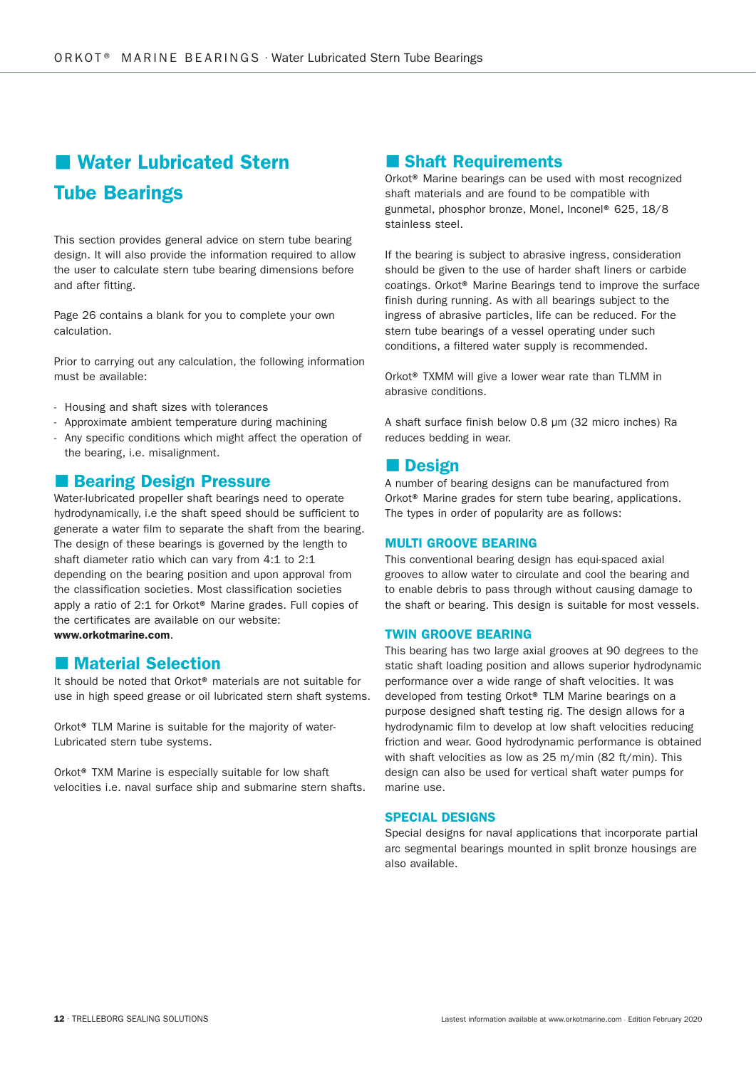# Water Lubricated Stern Tube Bearings

This section provides general advice on stern tube bearing design. It will also provide the information required to allow the user to calculate stern tube bearing dimensions before and after fitting.

Page 26 contains a blank for you to complete your own calculation.

Prior to carrying out any calculation, the following information must be available:

- Housing and shaft sizes with tolerances
- Approximate ambient temperature during machining
- Any specific conditions which might affect the operation of the bearing, i.e. misalignment.

## Bearing Design Pressure

Water-lubricated propeller shaft bearings need to operate hydrodynamically, i.e the shaft speed should be sufficient to generate a water film to separate the shaft from the bearing. The design of these bearings is governed by the length to shaft diameter ratio which can vary from 4:1 to 2:1 depending on the bearing position and upon approval from the classification societies. Most classification societies apply a ratio of 2:1 for Orkot® Marine grades. Full copies of the certificates are available on our website: **www.orkotmarine.com**.

## Material Selection

It should be noted that Orkot® materials are not suitable for use in high speed grease or oil lubricated stern shaft systems.

Orkot® TLM Marine is suitable for the majority of water-Lubricated stern tube systems.

Orkot® TXM Marine is especially suitable for low shaft velocities i.e. naval surface ship and submarine stern shafts.

## Shaft Requirements

Orkot® Marine bearings can be used with most recognized shaft materials and are found to be compatible with gunmetal, phosphor bronze, Monel, Inconel® 625, 18/8 stainless steel.

If the bearing is subject to abrasive ingress, consideration should be given to the use of harder shaft liners or carbide coatings. Orkot® Marine Bearings tend to improve the surface finish during running. As with all bearings subject to the ingress of abrasive particles, life can be reduced. For the stern tube bearings of a vessel operating under such conditions, a filtered water supply is recommended.

Orkot® TXMM will give a lower wear rate than TLMM in abrasive conditions.

A shaft surface finish below 0.8 µm (32 micro inches) Ra reduces bedding in wear.

## Design

A number of bearing designs can be manufactured from Orkot® Marine grades for stern tube bearing, applications. The types in order of popularity are as follows:

### MULTI GROOVE BEARING

This conventional bearing design has equi-spaced axial grooves to allow water to circulate and cool the bearing and to enable debris to pass through without causing damage to the shaft or bearing. This design is suitable for most vessels.

### TWIN GROOVE BEARING

This bearing has two large axial grooves at 90 degrees to the static shaft loading position and allows superior hydrodynamic performance over a wide range of shaft velocities. It was developed from testing Orkot® TLM Marine bearings on a purpose designed shaft testing rig. The design allows for a hydrodynamic film to develop at low shaft velocities reducing friction and wear. Good hydrodynamic performance is obtained with shaft velocities as low as 25 m/min (82 ft/min). This design can also be used for vertical shaft water pumps for marine use.

### SPECIAL DESIGNS

Special designs for naval applications that incorporate partial arc segmental bearings mounted in split bronze housings are also available.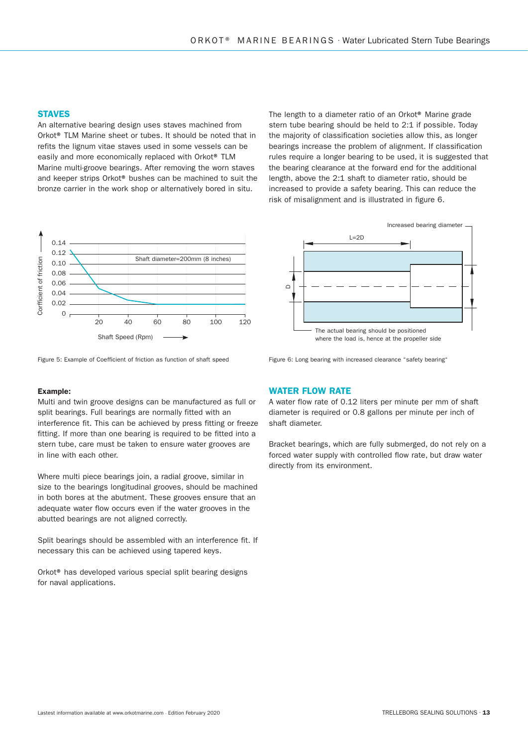## STAVES

An alternative bearing design uses staves machined from Orkot® TLM Marine sheet or tubes. It should be noted that in refits the lignum vitae staves used in some vessels can be easily and more economically replaced with Orkot® TLM Marine multi-groove bearings. After removing the worn staves and keeper strips Orkot® bushes can be machined to suit the bronze carrier in the work shop or alternatively bored in situ.

Figure 5: Example of Coefficient of friction as function of shaft speed

**Example:**

Multi and twin groove designs can be manufactured as full or split bearings. Full bearings are normally fitted with an interference fit. This can be achieved by press fitting or freeze fitting. If more than one bearing is required to be fitted into a stern tube, care must be taken to ensure water grooves are in line with each other.

Where multi piece bearings join, a radial groove, similar in size to the bearings longitudinal grooves, should be machined in both bores at the abutment. These grooves ensure that an adequate water flow occurs even if the water grooves in the abutted bearings are not aligned correctly.

Split bearings should be assembled with an interference fit. If necessary this can be achieved using tapered keys.

Orkot® has developed various special split bearing designs for naval applications.

The length to a diameter ratio of an Orkot® Marine grade stern tube bearing should be held to 2:1 if possible. Today the majority of classification societies allow this, as longer bearings increase the problem of alignment. If classification rules require a longer bearing to be used, it is suggested that the bearing clearance at the forward end for the additional length, above the 2:1 shaft to diameter ratio, should be increased to provide a safety bearing. This can reduce the risk of misalignment and is illustrated in figure 6.

Figure 6: Long bearing with increased clearance "safety bearing"

## WATER FLOW RATE

A water flow rate of 0.12 liters per minute per mm of shaft diameter is required or 0.8 gallons per minute per inch of shaft diameter.

Bracket bearings, which are fully submerged, do not rely on a forced water supply with controlled flow rate, but draw water directly from its environment.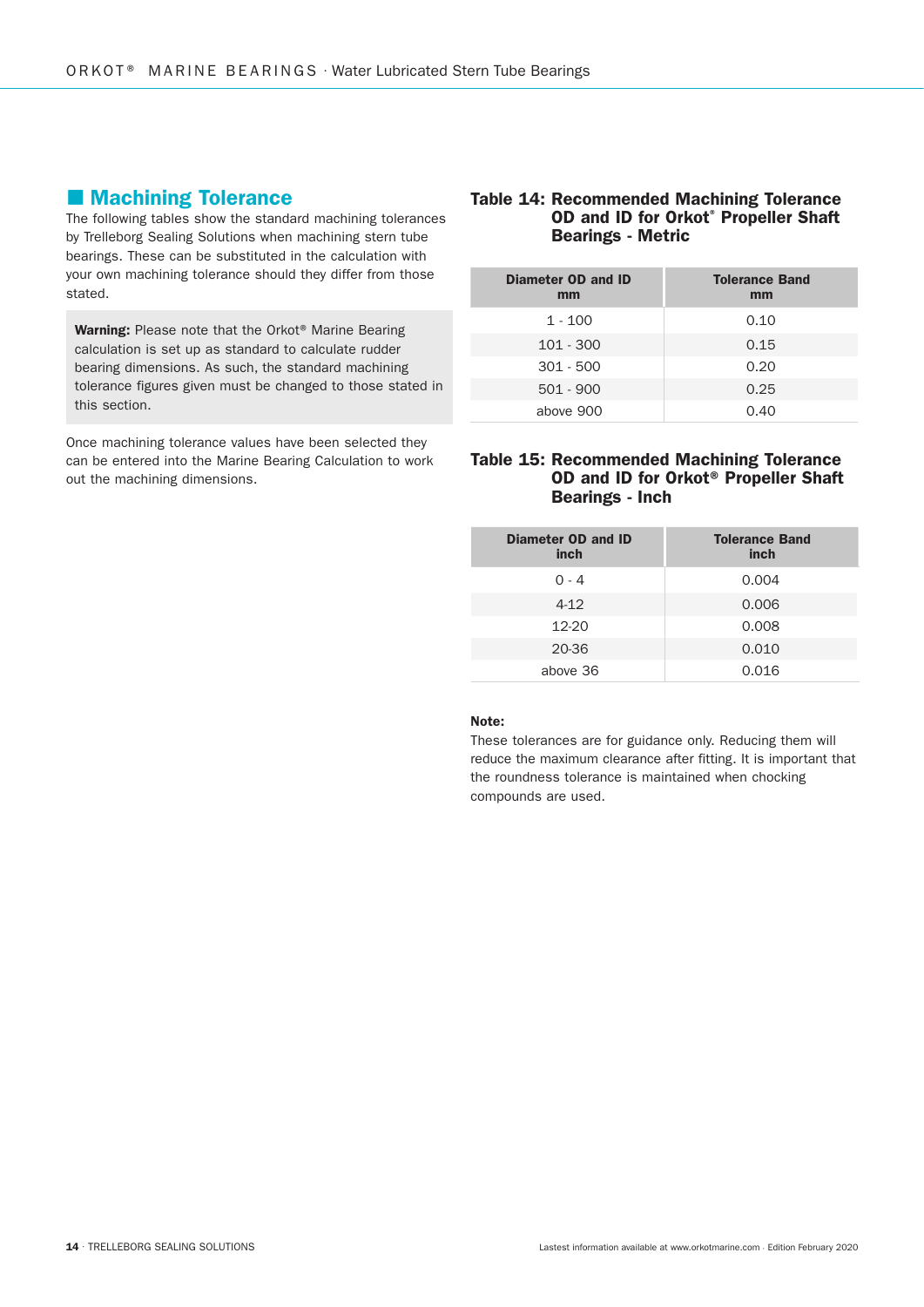## Machining Tolerance

The following tables show the standard machining tolerances by Trelleborg Sealing Solutions when machining stern tube bearings. These can be substituted in the calculation with your own machining tolerance should they differ from those stated.

**Warning:** Please note that the Orkot® Marine Bearing calculation is set up as standard to calculate rudder bearing dimensions. As such, the standard machining tolerance figures given must be changed to those stated in this section.

Once machining tolerance values have been selected they can be entered into the Marine Bearing Calculation to work out the machining dimensions.

### Table 14: Recommended Machining Tolerance OD and ID for Orkot® Propeller Shaft Bearings - Metric

| Diameter OD and ID mm | Tolerance Band mm |
|---|---|
| 1 - 100 | 0.10 |
| 101 - 300 | 0.15 |
| 301 - 500 | 0.20 |
| 501 - 900 | 0.25 |
| above 900 | 0.40 |

### Table 15: Recommended Machining Tolerance OD and ID for Orkot® Propeller Shaft Bearings - Inch

| Diameter OD and ID inch | Tolerance Band inch |
|---|---|
| 0 - 4 | 0.004 |
| 4-12 | 0.006 |
| 12-20 | 0.008 |
| 20-36 | 0.010 |
| above 36 | 0.016 |

**Note:**
These tolerances are for guidance only. Reducing them will reduce the maximum clearance after fitting. It is important that the roundness tolerance is maintained when chocking compounds are used.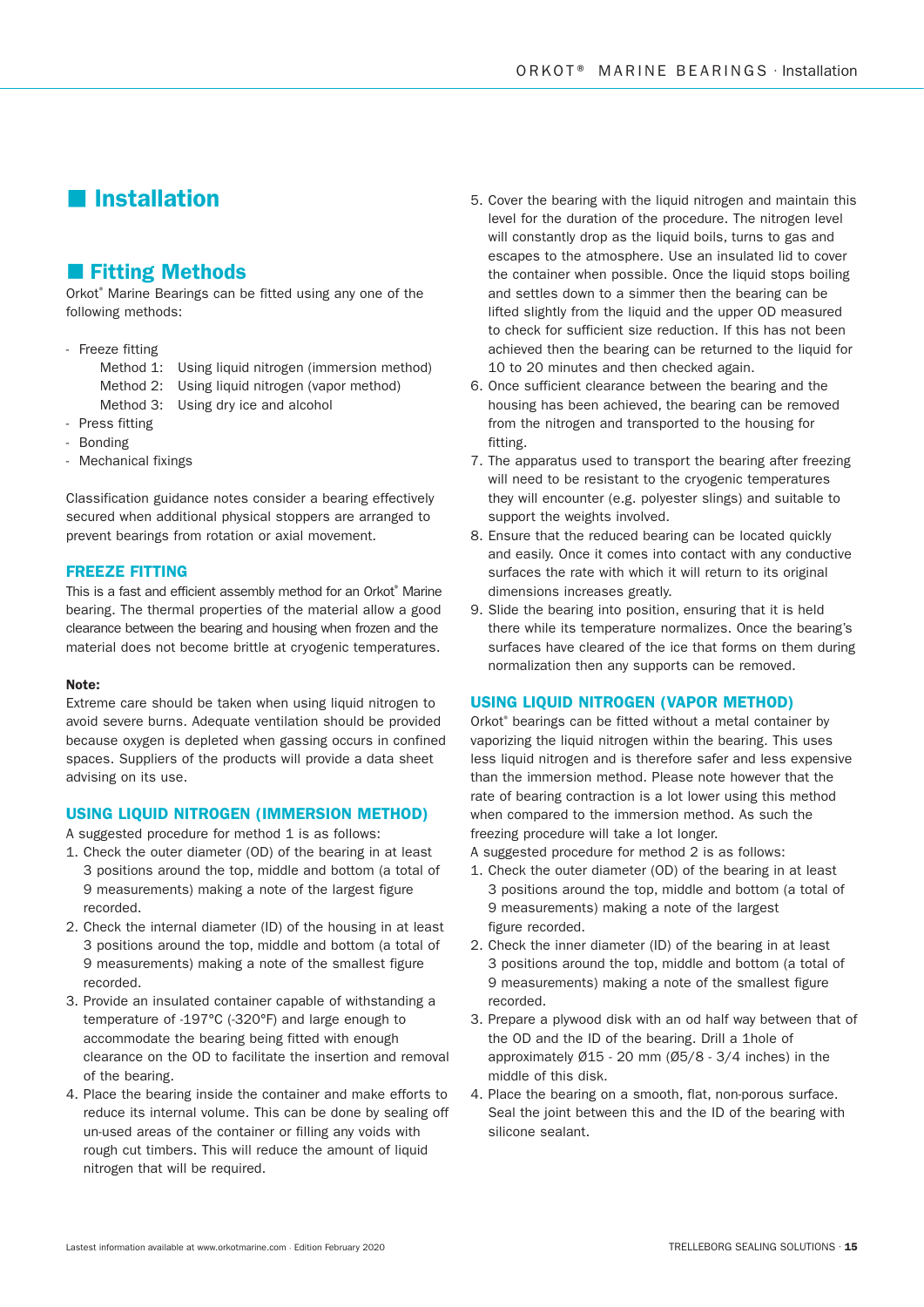# Installation

## Fitting Methods

Orkot® Marine Bearings can be fitted using any one of the following methods:

- Freeze fitting
  - Method 1: Using liquid nitrogen (immersion method)
  - Method 2: Using liquid nitrogen (vapor method)
  - Method 3: Using dry ice and alcohol
- Press fitting
- Bonding
- Mechanical fixings

Classification guidance notes consider a bearing effectively secured when additional physical stoppers are arranged to prevent bearings from rotation or axial movement.

### FREEZE FITTING

This is a fast and efficient assembly method for an Orkot® Marine bearing. The thermal properties of the material allow a good clearance between the bearing and housing when frozen and the material does not become brittle at cryogenic temperatures.

**Note:**

Extreme care should be taken when using liquid nitrogen to avoid severe burns. Adequate ventilation should be provided because oxygen is depleted when gassing occurs in confined spaces. Suppliers of the products will provide a data sheet advising on its use.

### USING LIQUID NITROGEN (IMMERSION METHOD)

A suggested procedure for method 1 is as follows:

1. Check the outer diameter (OD) of the bearing in at least 3 positions around the top, middle and bottom (a total of 9 measurements) making a note of the largest figure recorded.
2. Check the internal diameter (ID) of the housing in at least 3 positions around the top, middle and bottom (a total of 9 measurements) making a note of the smallest figure recorded.
3. Provide an insulated container capable of withstanding a temperature of -197°C (-320°F) and large enough to accommodate the bearing being fitted with enough clearance on the OD to facilitate the insertion and removal of the bearing.
4. Place the bearing inside the container and make efforts to reduce its internal volume. This can be done by sealing off un-used areas of the container or filling any voids with rough cut timbers. This will reduce the amount of liquid nitrogen that will be required.
5. Cover the bearing with the liquid nitrogen and maintain this level for the duration of the procedure. The nitrogen level will constantly drop as the liquid boils, turns to gas and escapes to the atmosphere. Use an insulated lid to cover the container when possible. Once the liquid stops boiling and settles down to a simmer then the bearing can be lifted slightly from the liquid and the upper OD measured to check for sufficient size reduction. If this has not been achieved then the bearing can be returned to the liquid for 10 to 20 minutes and then checked again.
6. Once sufficient clearance between the bearing and the housing has been achieved, the bearing can be removed from the nitrogen and transported to the housing for fitting.
7. The apparatus used to transport the bearing after freezing will need to be resistant to the cryogenic temperatures they will encounter (e.g. polyester slings) and suitable to support the weights involved.
8. Ensure that the reduced bearing can be located quickly and easily. Once it comes into contact with any conductive surfaces the rate with which it will return to its original dimensions increases greatly.
9. Slide the bearing into position, ensuring that it is held there while its temperature normalizes. Once the bearing's surfaces have cleared of the ice that forms on them during normalization then any supports can be removed.

### USING LIQUID NITROGEN (VAPOR METHOD)

Orkot® bearings can be fitted without a metal container by vaporizing the liquid nitrogen within the bearing. This uses less liquid nitrogen and is therefore safer and less expensive than the immersion method. Please note however that the rate of bearing contraction is a lot lower using this method when compared to the immersion method. As such the freezing procedure will take a lot longer.

A suggested procedure for method 2 is as follows:

1. Check the outer diameter (OD) of the bearing in at least 3 positions around the top, middle and bottom (a total of 9 measurements) making a note of the largest figure recorded.
2. Check the inner diameter (ID) of the bearing in at least 3 positions around the top, middle and bottom (a total of 9 measurements) making a note of the smallest figure recorded.
3. Prepare a plywood disk with an od half way between that of the OD and the ID of the bearing. Drill a 1hole of approximately Ø15 - 20 mm (Ø5/8 - 3/4 inches) in the middle of this disk.
4. Place the bearing on a smooth, flat, non-porous surface. Seal the joint between this and the ID of the bearing with silicone sealant.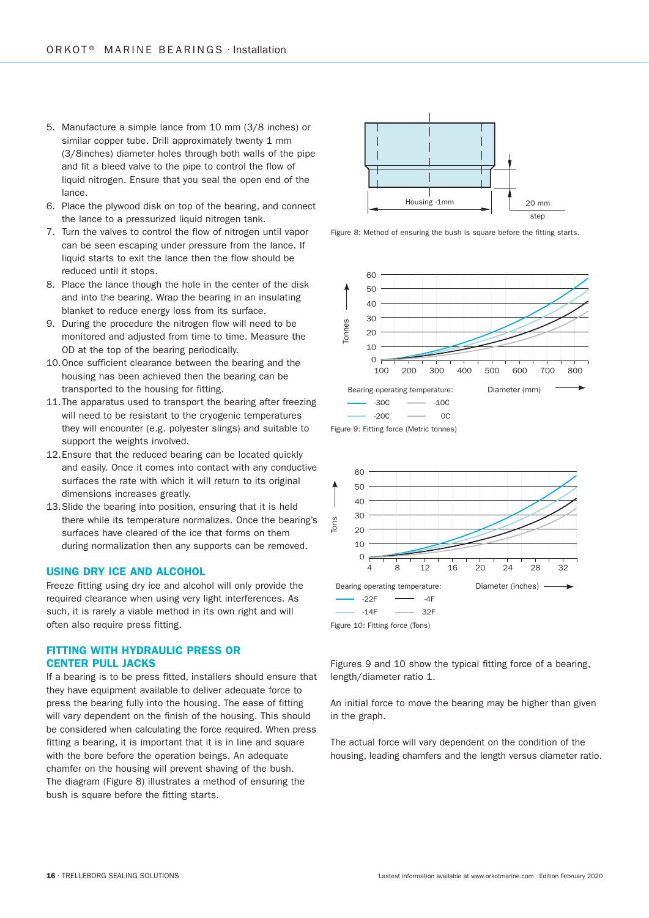5. Manufacture a simple lance from 10 mm (3/8 inches) or similar copper tube. Drill approximately twenty 1 mm (3/8inches) diameter holes through both walls of the pipe and fit a bleed valve to the pipe to control the flow of liquid nitrogen. Ensure that you seal the open end of the lance.
6. Place the plywood disk on top of the bearing, and connect the lance to a pressurized liquid nitrogen tank.
7. Turn the valves to control the flow of nitrogen until vapor can be seen escaping under pressure from the lance. If liquid starts to exit the lance then the flow should be reduced until it stops.
8. Place the lance though the hole in the center of the disk and into the bearing. Wrap the bearing in an insulating blanket to reduce energy loss from its surface.
9. During the procedure the nitrogen flow will need to be monitored and adjusted from time to time. Measure the OD at the top of the bearing periodically.
10. Once sufficient clearance between the bearing and the housing has been achieved then the bearing can be transported to the housing for fitting.
11. The apparatus used to transport the bearing after freezing will need to be resistant to the cryogenic temperatures they will encounter (e.g. polyester slings) and suitable to support the weights involved.
12. Ensure that the reduced bearing can be located quickly and easily. Once it comes into contact with any conductive surfaces the rate with which it will return to its original dimensions increases greatly.
13. Slide the bearing into position, ensuring that it is held there while its temperature normalizes. Once the bearing's surfaces have cleared of the ice that forms on them during normalization then any supports can be removed.

## USING DRY ICE AND ALCOHOL

Freeze fitting using dry ice and alcohol will only provide the required clearance when using very light interferences. As such, it is rarely a viable method in its own right and will often also require press fitting.

## FITTING WITH HYDRAULIC PRESS OR CENTER PULL JACKS

If a bearing is to be press fitted, installers should ensure that they have equipment available to deliver adequate force to press the bearing fully into the housing. The ease of fitting will vary dependent on the finish of the housing. This should be considered when calculating the force required. When press fitting a bearing, it is important that it is in line and square with the bore before the operation beings. An adequate chamfer on the housing will prevent shaving of the bush. The diagram (Figure 8) illustrates a method of ensuring the bush is square before the fitting starts.

Housing -1mm | 20 mm step

Figure 8: Method of ensuring the bush is square before the fitting starts.

Figure 9: Fitting force (Metric tonnes)

Figure 10: Fitting force (Tons)

Figures 9 and 10 show the typical fitting force of a bearing, length/diameter ratio 1.

An initial force to move the bearing may be higher than given in the graph.

The actual force will vary dependent on the condition of the housing, leading chamfers and the length versus diameter ratio.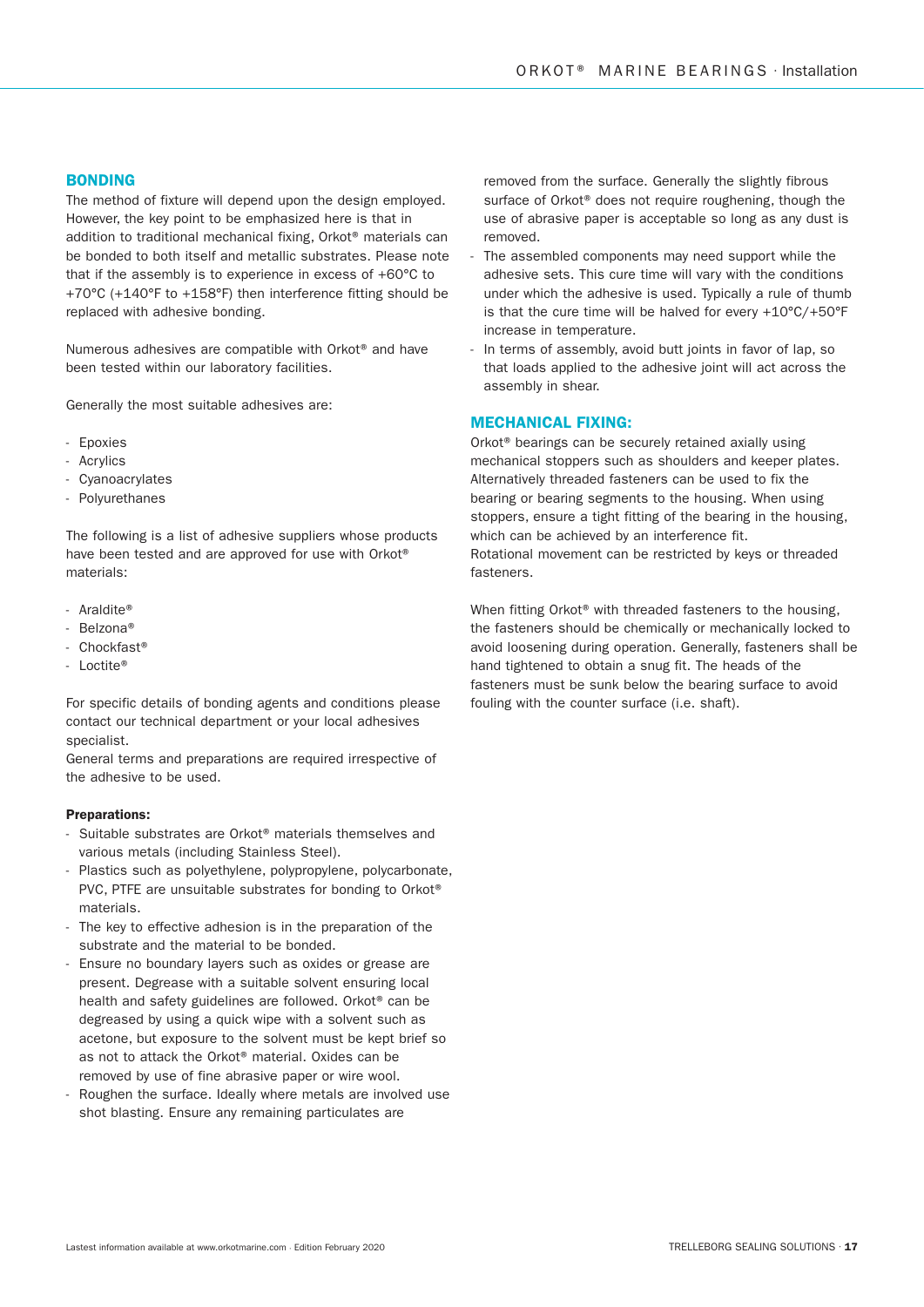## BONDING

The method of fixture will depend upon the design employed. However, the key point to be emphasized here is that in addition to traditional mechanical fixing, Orkot® materials can be bonded to both itself and metallic substrates. Please note that if the assembly is to experience in excess of +60°C to +70°C (+140°F to +158°F) then interference fitting should be replaced with adhesive bonding.

Numerous adhesives are compatible with Orkot® and have been tested within our laboratory facilities.

Generally the most suitable adhesives are:

- Epoxies
- Acrylics
- Cyanoacrylates
- Polyurethanes

The following is a list of adhesive suppliers whose products have been tested and are approved for use with Orkot® materials:

- Araldite®
- Belzona®
- Chockfast®
- Loctite®

For specific details of bonding agents and conditions please contact our technical department or your local adhesives specialist.
General terms and preparations are required irrespective of the adhesive to be used.

**Preparations:**

- Suitable substrates are Orkot® materials themselves and various metals (including Stainless Steel).
- Plastics such as polyethylene, polypropylene, polycarbonate, PVC, PTFE are unsuitable substrates for bonding to Orkot® materials.
- The key to effective adhesion is in the preparation of the substrate and the material to be bonded.
- Ensure no boundary layers such as oxides or grease are present. Degrease with a suitable solvent ensuring local health and safety guidelines are followed. Orkot® can be degreased by using a quick wipe with a solvent such as acetone, but exposure to the solvent must be kept brief so as not to attack the Orkot® material. Oxides can be removed by use of fine abrasive paper or wire wool.
- Roughen the surface. Ideally where metals are involved use shot blasting. Ensure any remaining particulates are removed from the surface. Generally the slightly fibrous surface of Orkot® does not require roughening, though the use of abrasive paper is acceptable so long as any dust is removed.
- The assembled components may need support while the adhesive sets. This cure time will vary with the conditions under which the adhesive is used. Typically a rule of thumb is that the cure time will be halved for every +10°C/+50°F increase in temperature.
- In terms of assembly, avoid butt joints in favor of lap, so that loads applied to the adhesive joint will act across the assembly in shear.

## MECHANICAL FIXING:

Orkot® bearings can be securely retained axially using mechanical stoppers such as shoulders and keeper plates. Alternatively threaded fasteners can be used to fix the bearing or bearing segments to the housing. When using stoppers, ensure a tight fitting of the bearing in the housing, which can be achieved by an interference fit.
Rotational movement can be restricted by keys or threaded fasteners.

When fitting Orkot® with threaded fasteners to the housing, the fasteners should be chemically or mechanically locked to avoid loosening during operation. Generally, fasteners shall be hand tightened to obtain a snug fit. The heads of the fasteners must be sunk below the bearing surface to avoid fouling with the counter surface (i.e. shaft).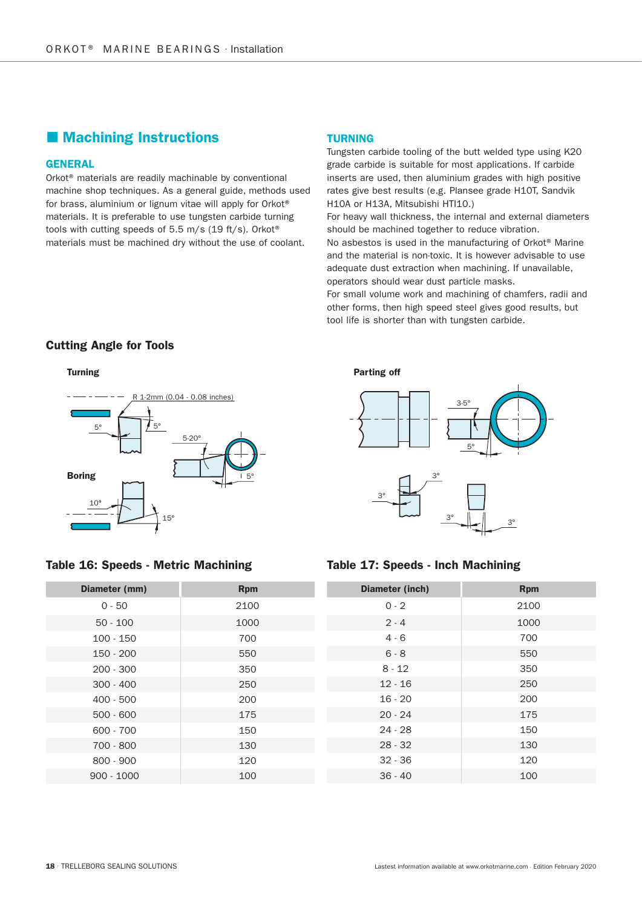## Machining Instructions

### GENERAL

Orkot® materials are readily machinable by conventional machine shop techniques. As a general guide, methods used for brass, aluminium or lignum vitae will apply for Orkot® materials. It is preferable to use tungsten carbide turning tools with cutting speeds of 5.5 m/s (19 ft/s). Orkot® materials must be machined dry without the use of coolant.

### TURNING

Tungsten carbide tooling of the butt welded type using K20 grade carbide is suitable for most applications. If carbide inserts are used, then aluminium grades with high positive rates give best results (e.g. Plansee grade H10T, Sandvik H10A or H13A, Mitsubishi HTI10.)

For heavy wall thickness, the internal and external diameters should be machined together to reduce vibration.

No asbestos is used in the manufacturing of Orkot® Marine and the material is non-toxic. It is however advisable to use adequate dust extraction when machining. If unavailable, operators should wear dust particle masks.

For small volume work and machining of chamfers, radii and other forms, then high speed steel gives good results, but tool life is shorter than with tungsten carbide.

### Cutting Angle for Tools

Turning

R 1-2mm (0.04 - 0.08 inches)

5° 5° 5-20° 5°

Boring

10° 15°

Parting off

3-5° 5° 3° 3° 3° 3°

### Table 16: Speeds - Metric Machining

| Diameter (mm) | Rpm |
|---|---|
| 0 - 50 | 2100 |
| 50 - 100 | 1000 |
| 100 - 150 | 700 |
| 150 - 200 | 550 |
| 200 - 300 | 350 |
| 300 - 400 | 250 |
| 400 - 500 | 200 |
| 500 - 600 | 175 |
| 600 - 700 | 150 |
| 700 - 800 | 130 |
| 800 - 900 | 120 |
| 900 - 1000 | 100 |

### Table 17: Speeds - Inch Machining

| Diameter (inch) | Rpm |
|---|---|
| 0 - 2 | 2100 |
| 2 - 4 | 1000 |
| 4 - 6 | 700 |
| 6 - 8 | 550 |
| 8 - 12 | 350 |
| 12 - 16 | 250 |
| 16 - 20 | 200 |
| 20 - 24 | 175 |
| 24 - 28 | 150 |
| 28 - 32 | 130 |
| 32 - 36 | 120 |
| 36 - 40 | 100 |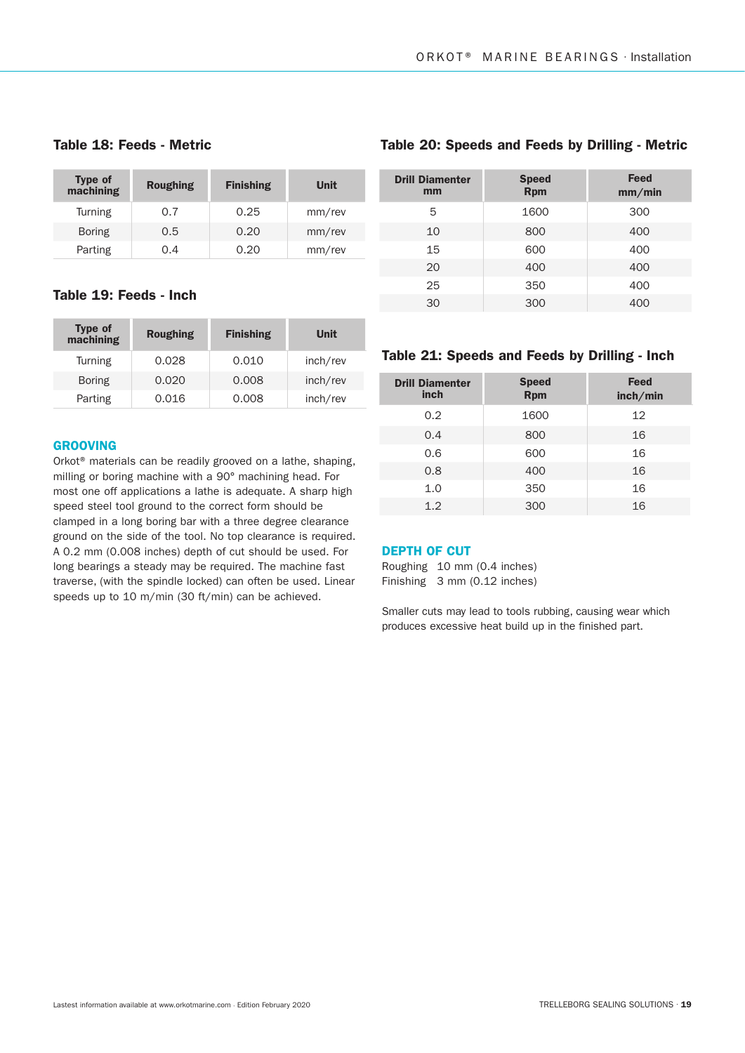### Table 18: Feeds - Metric

| Type of machining | Roughing | Finishing | Unit |
|---|---|---|---|
| Turning | 0.7 | 0.25 | mm/rev |
| Boring | 0.5 | 0.20 | mm/rev |
| Parting | 0.4 | 0.20 | mm/rev |

### Table 19: Feeds - Inch

| Type of machining | Roughing | Finishing | Unit |
|---|---|---|---|
| Turning | 0.028 | 0.010 | inch/rev |
| Boring | 0.020 | 0.008 | inch/rev |
| Parting | 0.016 | 0.008 | inch/rev |

## GROOVING

Orkot® materials can be readily grooved on a lathe, shaping, milling or boring machine with a 90° machining head. For most one off applications a lathe is adequate. A sharp high speed steel tool ground to the correct form should be clamped in a long boring bar with a three degree clearance ground on the side of the tool. No top clearance is required. A 0.2 mm (0.008 inches) depth of cut should be used. For long bearings a steady may be required. The machine fast traverse, (with the spindle locked) can often be used. Linear speeds up to 10 m/min (30 ft/min) can be achieved.

### Table 20: Speeds and Feeds by Drilling - Metric

| Drill Diamenter mm | Speed Rpm | Feed mm/min |
|---|---|---|
| 5 | 1600 | 300 |
| 10 | 800 | 400 |
| 15 | 600 | 400 |
| 20 | 400 | 400 |
| 25 | 350 | 400 |
| 30 | 300 | 400 |

### Table 21: Speeds and Feeds by Drilling - Inch

| Drill Diamenter inch | Speed Rpm | Feed inch/min |
|---|---|---|
| 0.2 | 1600 | 12 |
| 0.4 | 800 | 16 |
| 0.6 | 600 | 16 |
| 0.8 | 400 | 16 |
| 1.0 | 350 | 16 |
| 1.2 | 300 | 16 |

## DEPTH OF CUT

Roughing 10 mm (0.4 inches)
Finishing 3 mm (0.12 inches)

Smaller cuts may lead to tools rubbing, causing wear which produces excessive heat build up in the finished part.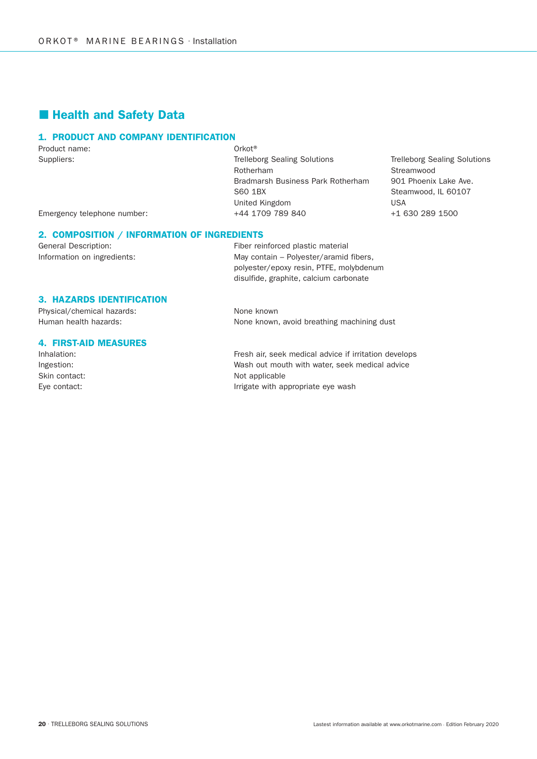## Health and Safety Data

### 1. PRODUCT AND COMPANY IDENTIFICATION

| | | |
|---|---|---|
| Product name: | Orkot® | |
| Suppliers: | Trelleborg Sealing Solutions<br>Rotherham<br>Bradmarsh Business Park Rotherham<br>S60 1BX<br>United Kingdom | Trelleborg Sealing Solutions<br>Streamwood<br>901 Phoenix Lake Ave.<br>Steamwood, IL 60107<br>USA |
| Emergency telephone number: | +44 1709 789 840 | +1 630 289 1500 |

### 2. COMPOSITION / INFORMATION OF INGREDIENTS

| | |
|---|---|
| General Description: | Fiber reinforced plastic material |
| Information on ingredients: | May contain – Polyester/aramid fibers, polyester/epoxy resin, PTFE, molybdenum disulfide, graphite, calcium carbonate |

### 3. HAZARDS IDENTIFICATION

| | |
|---|---|
| Physical/chemical hazards: | None known |
| Human health hazards: | None known, avoid breathing machining dust |

### 4. FIRST-AID MEASURES

| | |
|---|---|
| Inhalation: | Fresh air, seek medical advice if irritation develops |
| Ingestion: | Wash out mouth with water, seek medical advice |
| Skin contact: | Not applicable |
| Eye contact: | Irrigate with appropriate eye wash |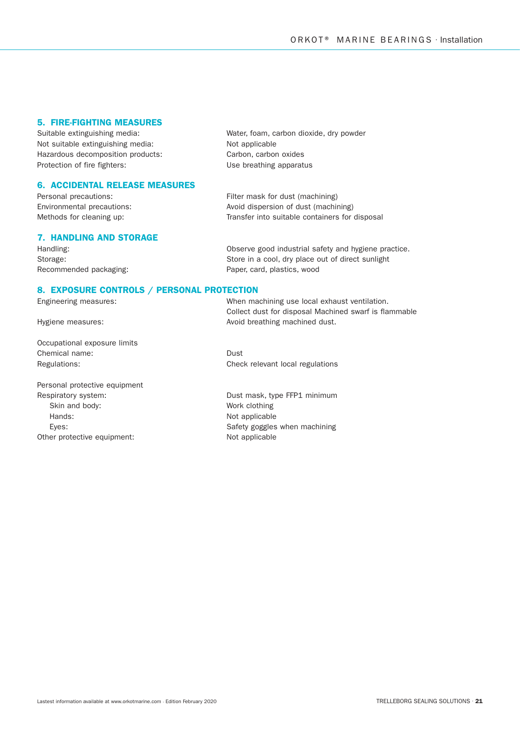## 5. FIRE-FIGHTING MEASURES

| | |
|---|---|
| Suitable extinguishing media: | Water, foam, carbon dioxide, dry powder |
| Not suitable extinguishing media: | Not applicable |
| Hazardous decomposition products: | Carbon, carbon oxides |
| Protection of fire fighters: | Use breathing apparatus |

## 6. ACCIDENTAL RELEASE MEASURES

| | |
|---|---|
| Personal precautions: | Filter mask for dust (machining) |
| Environmental precautions: | Avoid dispersion of dust (machining) |
| Methods for cleaning up: | Transfer into suitable containers for disposal |

## 7. HANDLING AND STORAGE

| | |
|---|---|
| Handling: | Observe good industrial safety and hygiene practice. |
| Storage: | Store in a cool, dry place out of direct sunlight |
| Recommended packaging: | Paper, card, plastics, wood |

## 8. EXPOSURE CONTROLS / PERSONAL PROTECTION

| | |
|---|---|
| Engineering measures: | When machining use local exhaust ventilation. Collect dust for disposal Machined swarf is flammable |
| Hygiene measures: | Avoid breathing machined dust. |

Occupational exposure limits

| | |
|---|---|
| Chemical name: | Dust |
| Regulations: | Check relevant local regulations |

Personal protective equipment

| | |
|---|---|
| Respiratory system: | Dust mask, type FFP1 minimum |
| Skin and body: | Work clothing |
| Hands: | Not applicable |
| Eyes: | Safety goggles when machining |
| Other protective equipment: | Not applicable |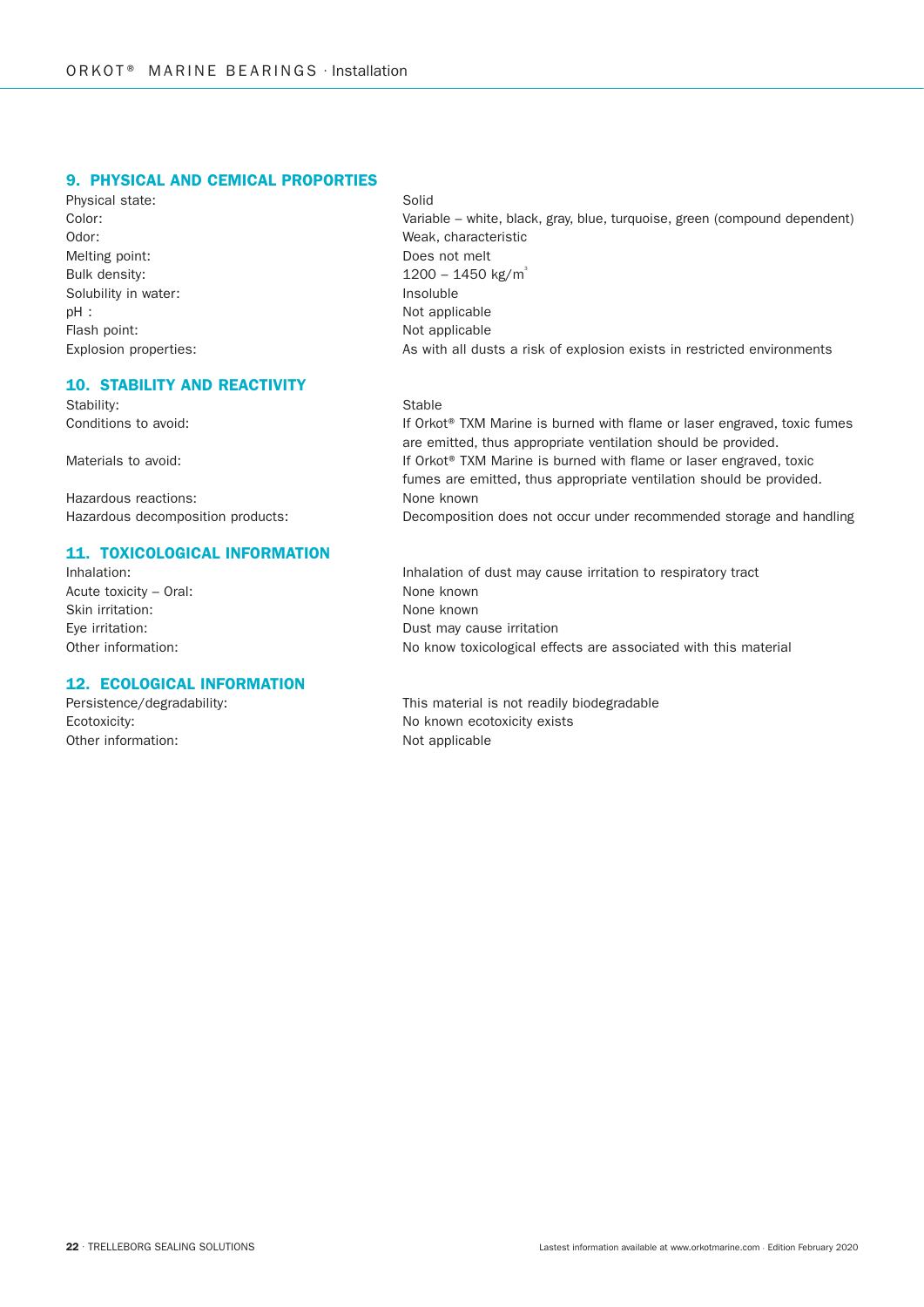## 9. PHYSICAL AND CEMICAL PROPORTIES

| | |
|---|---|
| Physical state: | Solid |
| Color: | Variable – white, black, gray, blue, turquoise, green (compound dependent) |
| Odor: | Weak, characteristic |
| Melting point: | Does not melt |
| Bulk density: | 1200 – 1450 kg/$m^3$ |
| Solubility in water: | Insoluble |
| pH : | Not applicable |
| Flash point: | Not applicable |
| Explosion properties: | As with all dusts a risk of explosion exists in restricted environments |

## 10. STABILITY AND REACTIVITY

| | |
|---|---|
| Stability: | Stable |
| Conditions to avoid: | If Orkot® TXM Marine is burned with flame or laser engraved, toxic fumes are emitted, thus appropriate ventilation should be provided. |
| Materials to avoid: | If Orkot® TXM Marine is burned with flame or laser engraved, toxic fumes are emitted, thus appropriate ventilation should be provided. |
| Hazardous reactions: | None known |
| Hazardous decomposition products: | Decomposition does not occur under recommended storage and handling |

## 11. TOXICOLOGICAL INFORMATION

| | |
|---|---|
| Inhalation: | Inhalation of dust may cause irritation to respiratory tract |
| Acute toxicity – Oral: | None known |
| Skin irritation: | None known |
| Eye irritation: | Dust may cause irritation |
| Other information: | No know toxicological effects are associated with this material |

## 12. ECOLOGICAL INFORMATION

| | |
|---|---|
| Persistence/degradability: | This material is not readily biodegradable |
| Ecotoxicity: | No known ecotoxicity exists |
| Other information: | Not applicable |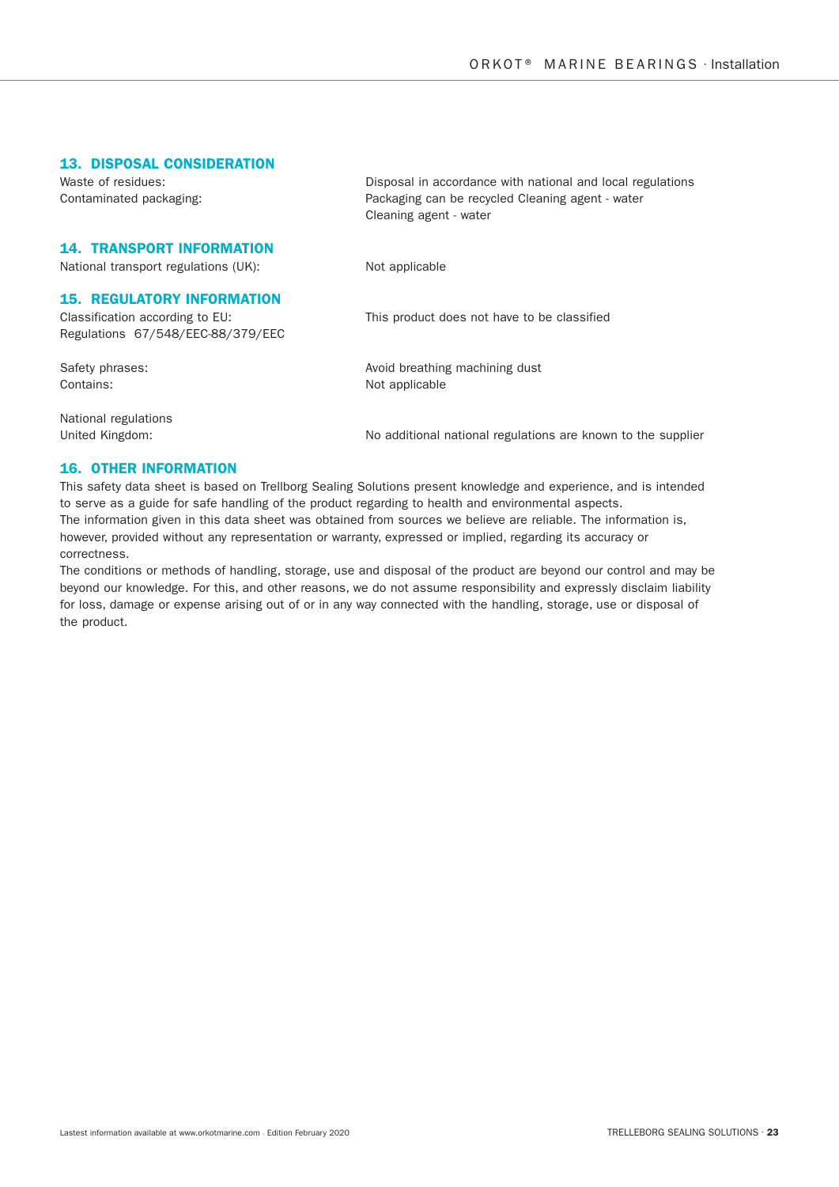## 13. DISPOSAL CONSIDERATION

| | |
|---|---|
| Waste of residues: | Disposal in accordance with national and local regulations |
| Contaminated packaging: | Packaging can be recycled Cleaning agent - water<br>Cleaning agent - water |

## 14. TRANSPORT INFORMATION

| | |
|---|---|
| National transport regulations (UK): | Not applicable |

## 15. REGULATORY INFORMATION

| | |
|---|---|
| Classification according to EU:<br>Regulations 67/548/EEC-88/379/EEC | This product does not have to be classified |
| Safety phrases: | Avoid breathing machining dust |
| Contains: | Not applicable |
| National regulations<br>United Kingdom: | No additional national regulations are known to the supplier |

## 16. OTHER INFORMATION

This safety data sheet is based on Trellborg Sealing Solutions present knowledge and experience, and is intended to serve as a guide for safe handling of the product regarding to health and environmental aspects.
The information given in this data sheet was obtained from sources we believe are reliable. The information is, however, provided without any representation or warranty, expressed or implied, regarding its accuracy or correctness.
The conditions or methods of handling, storage, use and disposal of the product are beyond our control and may be beyond our knowledge. For this, and other reasons, we do not assume responsibility and expressly disclaim liability for loss, damage or expense arising out of or in any way connected with the handling, storage, use or disposal of the product.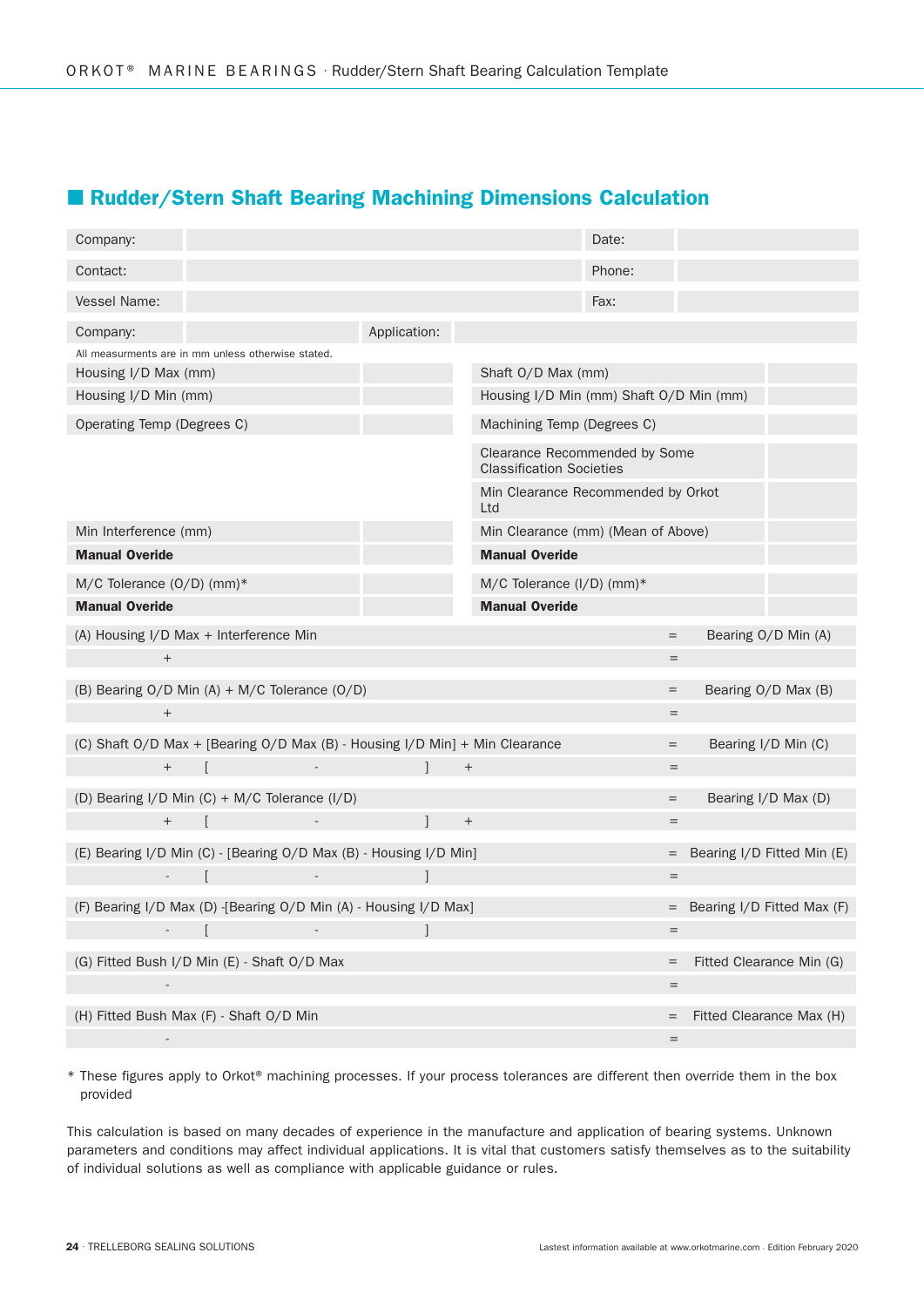## Rudder/Stern Shaft Bearing Machining Dimensions Calculation

| Company: | | Date: | |
|---|---|---|---|
| Contact: | | Phone: | |
| Vessel Name: | | Fax: | |

| Company: | | Application: | |
|---|---|---|---|

All measurments are in mm unless otherwise stated.

| | | | |
|---|---|---|---|
| Housing I/D Max (mm) | | Shaft O/D Max (mm) | |
| Housing I/D Min (mm) | | Housing I/D Min (mm) Shaft O/D Min (mm) | |
| Operating Temp (Degrees C) | | Machining Temp (Degrees C) | |
| | | Clearance Recommended by Some Classification Societies | |
| | | Min Clearance Recommended by Orkot Ltd | |
| Min Interference (mm) | | Min Clearance (mm) (Mean of Above) | |
| **Manual Overide** | | **Manual Overide** | |
| M/C Tolerance (O/D) (mm)* | | M/C Tolerance (I/D) (mm)* | |
| **Manual Overide** | | **Manual Overide** | |

| Calculation | = | Result |
|---|---|---|
| (A) Housing I/D Max + Interference Min | = | Bearing O/D Min (A) |
| + | = | |
| (B) Bearing O/D Min (A) + M/C Tolerance (O/D) | = | Bearing O/D Max (B) |
| + | = | |
| (C) Shaft O/D Max + [Bearing O/D Max (B) - Housing I/D Min] + Min Clearance | = | Bearing I/D Min (C) |
| + [ - ] + | = | |
| (D) Bearing I/D Min (C) + M/C Tolerance (I/D) | = | Bearing I/D Max (D) |
| + [ - ] + | = | |
| (E) Bearing I/D Min (C) - [Bearing O/D Max (B) - Housing I/D Min] | = | Bearing I/D Fitted Min (E) |
| - [ - ] | = | |
| (F) Bearing I/D Max (D) -[Bearing O/D Min (A) - Housing I/D Max] | = | Bearing I/D Fitted Max (F) |
| - [ - ] | = | |
| (G) Fitted Bush I/D Min (E) - Shaft O/D Max | = | Fitted Clearance Min (G) |
| - | = | |
| (H) Fitted Bush Max (F) - Shaft O/D Min | = | Fitted Clearance Max (H) |
| - | = | |

\* These figures apply to Orkot® machining processes. If your process tolerances are different then override them in the box provided

This calculation is based on many decades of experience in the manufacture and application of bearing systems. Unknown parameters and conditions may affect individual applications. It is vital that customers satisfy themselves as to the suitability of individual solutions as well as compliance with applicable guidance or rules.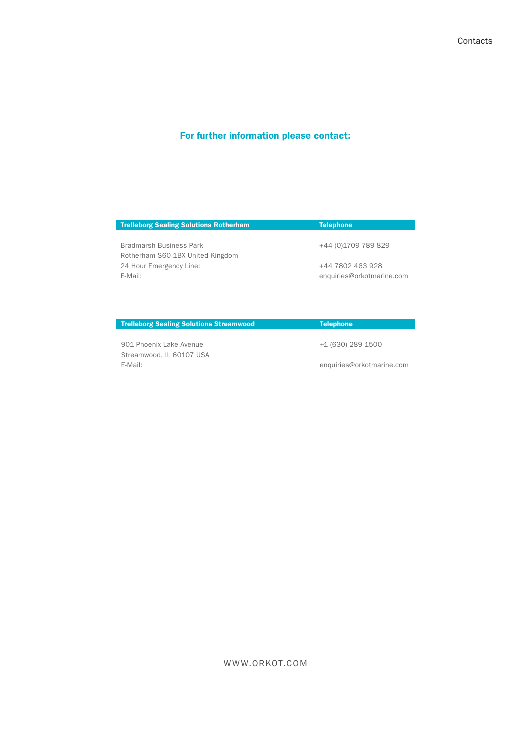## For further information please contact:

| Trelleborg Sealing Solutions Rotherham | Telephone |
|---|---|
| Bradmarsh Business Park | +44 (0)1709 789 829 |
| Rotherham S60 1BX United Kingdom | |
| 24 Hour Emergency Line: | +44 7802 463 928 |
| E-Mail: | enquiries@orkotmarine.com |

| Trelleborg Sealing Solutions Streamwood | Telephone |
|---|---|
| 901 Phoenix Lake Avenue | +1 (630) 289 1500 |
| Streamwood, IL 60107 USA | |
| E-Mail: | enquiries@orkotmarine.com |

WWW.ORKOT.COM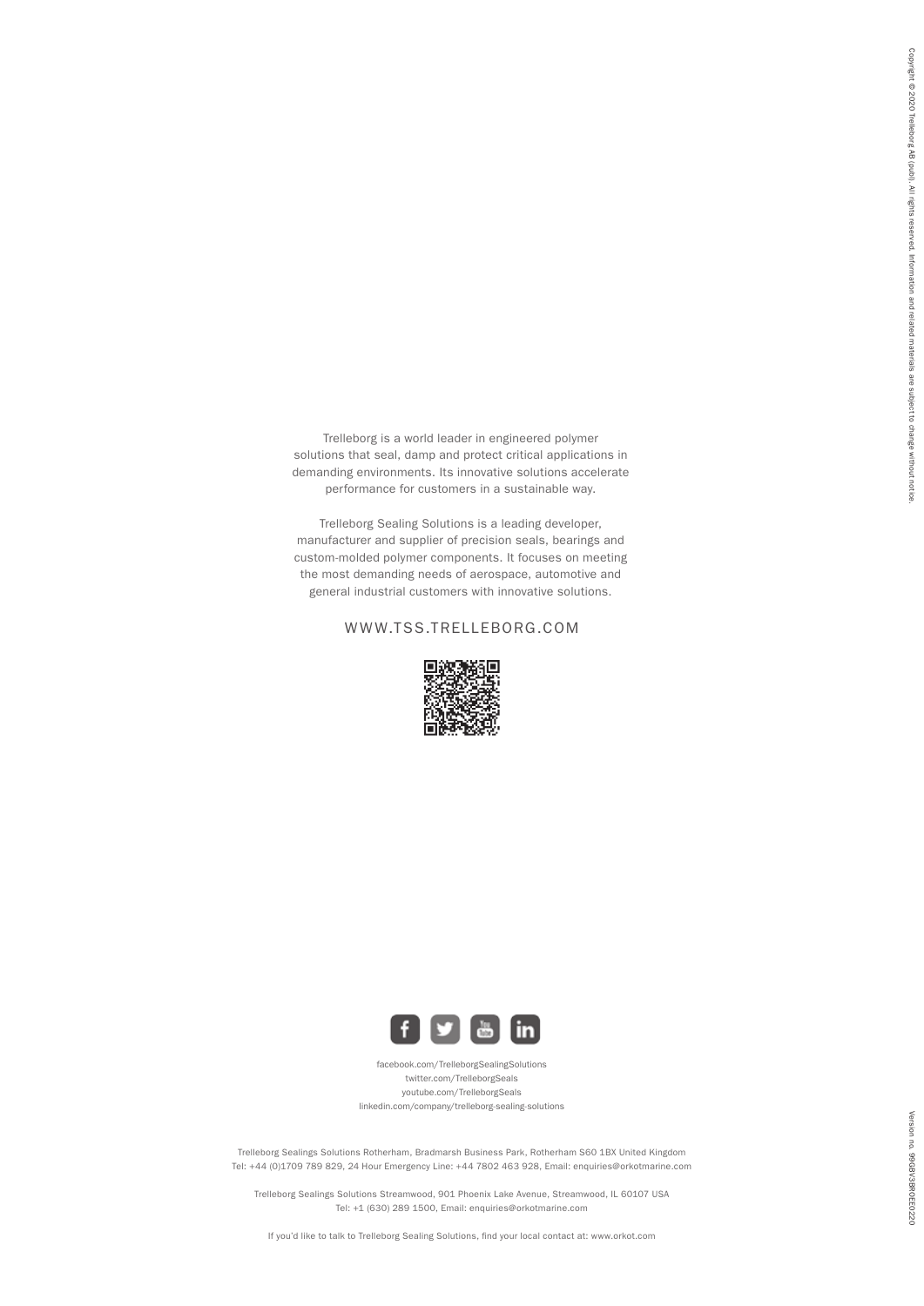Trelleborg is a world leader in engineered polymer solutions that seal, damp and protect critical applications in demanding environments. Its innovative solutions accelerate performance for customers in a sustainable way.

Trelleborg Sealing Solutions is a leading developer, manufacturer and supplier of precision seals, bearings and custom-molded polymer components. It focuses on meeting the most demanding needs of aerospace, automotive and general industrial customers with innovative solutions.

WWW.TSS.TRELLEBORG.COM

facebook.com/TrelleborgSealingSolutions
twitter.com/TrelleborgSeals
youtube.com/TrelleborgSeals
linkedin.com/company/trelleborg-sealing-solutions

Trelleborg Sealings Solutions Rotherham, Bradmarsh Business Park, Rotherham S60 1BX United Kingdom
Tel: +44 (0)1709 789 829, 24 Hour Emergency Line: +44 7802 463 928, Email: enquiries@orkotmarine.com

Trelleborg Sealings Solutions Streamwood, 901 Phoenix Lake Avenue, Streamwood, IL 60107 USA
Tel: +1 (630) 289 1500, Email: enquiries@orkotmarine.com

If you'd like to talk to Trelleborg Sealing Solutions, find your local contact at: www.orkot.com

Copyright © 2020 Trelleborg AB (publ). All rights reserved. Information and related materials are subject to change without notice.

Version no. 99GBV3BROEE0220